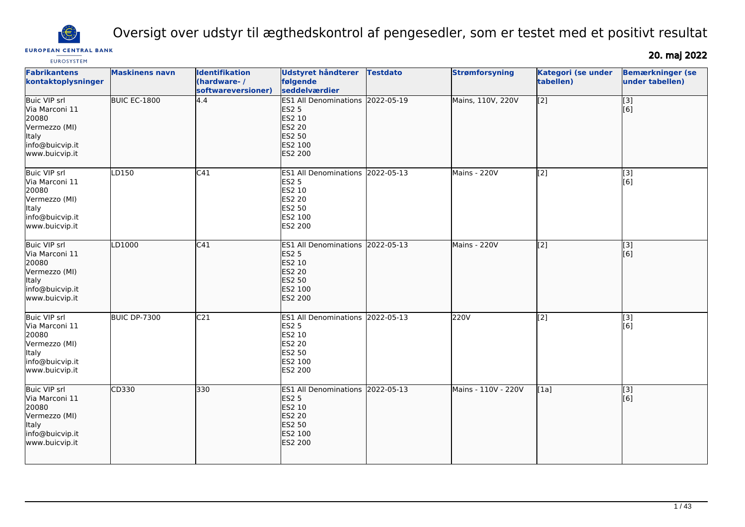# Oversigt over udstyr til ægthedskontrol af pengesedler, som er testet med et positivt resultat

**20. maj 2022**

| Fabrikantens kontaktoplysninger | Maskinens navn | Identifikation (hardware- / softwareversioner) | Udstyret håndterer følgende seddelværdier | Testdato | Strømforsyning | Kategori (se under tabellen) | Bemærkninger (se under tabellen) |
|---|---|---|---|---|---|---|---|
| Buic VIP srl<br>Via Marconi 11<br>20080<br>Vermezzo (MI)<br>Italy<br>info@buicvip.it<br>www.buicvip.it | BUIC EC-1800 | 4.4 | ES1 All Denominations<br>ES2 5<br>ES2 10<br>ES2 20<br>ES2 50<br>ES2 100<br>ES2 200 | 2022-05-19 | Mains, 110V, 220V | [2] | [3]<br>[6] |
| Buic VIP srl<br>Via Marconi 11<br>20080<br>Vermezzo (MI)<br>Italy<br>info@buicvip.it<br>www.buicvip.it | LD150 | C41 | ES1 All Denominations<br>ES2 5<br>ES2 10<br>ES2 20<br>ES2 50<br>ES2 100<br>ES2 200 | 2022-05-13 | Mains - 220V | [2] | [3]<br>[6] |
| Buic VIP srl<br>Via Marconi 11<br>20080<br>Vermezzo (MI)<br>Italy<br>info@buicvip.it<br>www.buicvip.it | LD1000 | C41 | ES1 All Denominations<br>ES2 5<br>ES2 10<br>ES2 20<br>ES2 50<br>ES2 100<br>ES2 200 | 2022-05-13 | Mains - 220V | [2] | [3]<br>[6] |
| Buic VIP srl<br>Via Marconi 11<br>20080<br>Vermezzo (MI)<br>Italy<br>info@buicvip.it<br>www.buicvip.it | BUIC DP-7300 | C21 | ES1 All Denominations<br>ES2 5<br>ES2 10<br>ES2 20<br>ES2 50<br>ES2 100<br>ES2 200 | 2022-05-13 | 220V | [2] | [3]<br>[6] |
| Buic VIP srl<br>Via Marconi 11<br>20080<br>Vermezzo (MI)<br>Italy<br>info@buicvip.it<br>www.buicvip.it | CD330 | 330 | ES1 All Denominations<br>ES2 5<br>ES2 10<br>ES2 20<br>ES2 50<br>ES2 100<br>ES2 200 | 2022-05-13 | Mains - 110V - 220V | [1a] | [3]<br>[6] |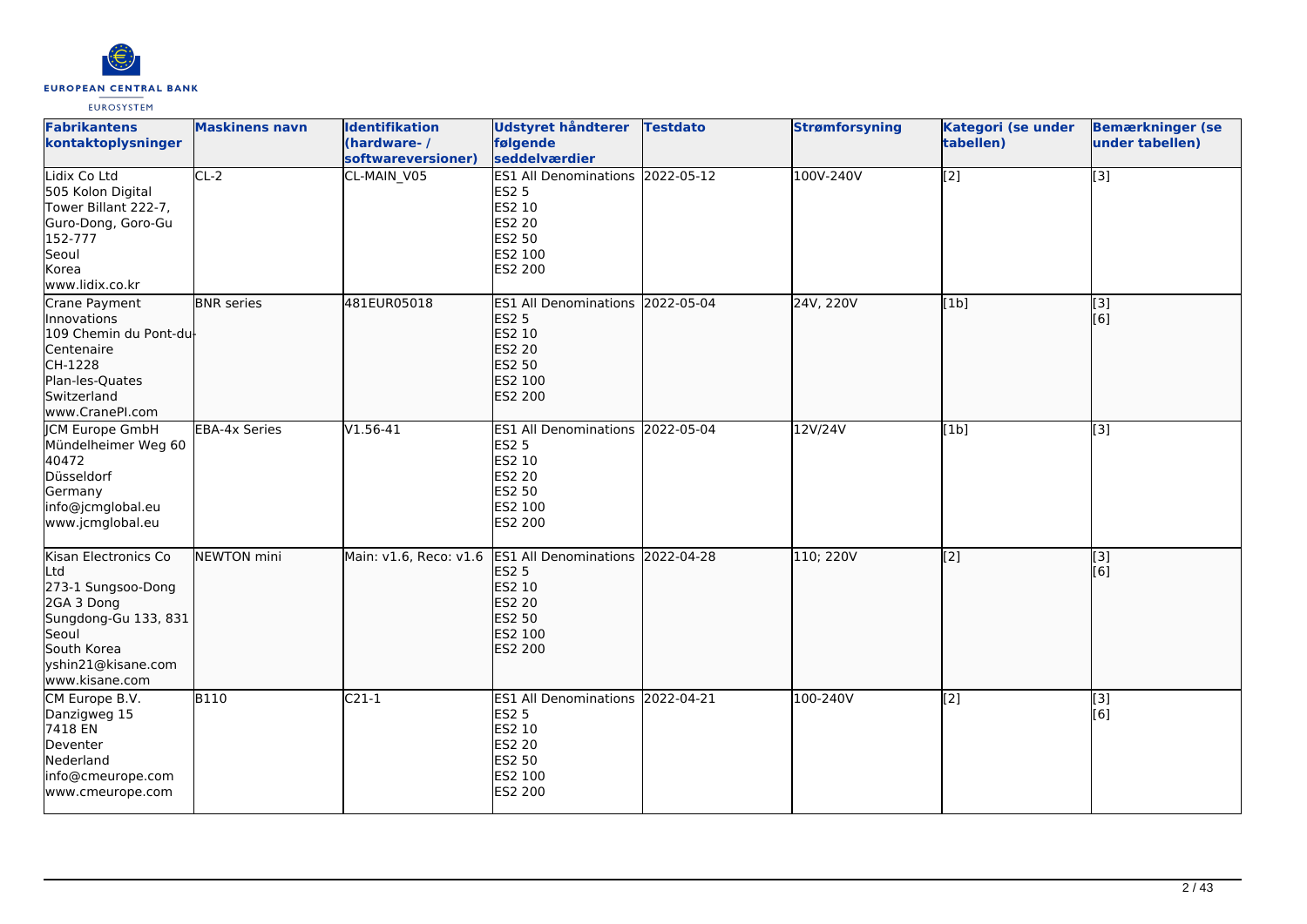| Fabrikantens kontaktoplysninger | Maskinens navn | Identifikation (hardware- / softwareversioner) | Udstyret håndterer følgende seddelværdier | Testdato | Strømforsyning | Kategori (se under tabellen) | Bemærkninger (se under tabellen) |
|---|---|---|---|---|---|---|---|
| Lidix Co Ltd<br>505 Kolon Digital Tower Billant 222-7, Guro-Dong, Goro-Gu<br>152-777<br>Seoul<br>Korea<br>www.lidix.co.kr | CL-2 | CL-MAIN_V05 | ES1 All Denominations<br>ES2 5<br>ES2 10<br>ES2 20<br>ES2 50<br>ES2 100<br>ES2 200 | 2022-05-12 | 100V-240V | [2] | [3] |
| Crane Payment Innovations<br>109 Chemin du Pont-du-Centenaire<br>CH-1228<br>Plan-les-Quates<br>Switzerland<br>www.CranePI.com | BNR series | 481EUR05018 | ES1 All Denominations<br>ES2 5<br>ES2 10<br>ES2 20<br>ES2 50<br>ES2 100<br>ES2 200 | 2022-05-04 | 24V, 220V | [1b] | [3]<br>[6] |
| JCM Europe GmbH<br>Mündelheimer Weg 60<br>40472<br>Düsseldorf<br>Germany<br>info@jcmglobal.eu<br>www.jcmglobal.eu | EBA-4x Series | V1.56-41 | ES1 All Denominations<br>ES2 5<br>ES2 10<br>ES2 20<br>ES2 50<br>ES2 100<br>ES2 200 | 2022-05-04 | 12V/24V | [1b] | [3] |
| Kisan Electronics Co Ltd<br>273-1 Sungsoo-Dong 2GA 3 Dong<br>Sungdong-Gu 133, 831<br>Seoul<br>South Korea<br>yshin21@kisane.com<br>www.kisane.com | NEWTON mini | Main: v1.6, Reco: v1.6 | ES1 All Denominations<br>ES2 5<br>ES2 10<br>ES2 20<br>ES2 50<br>ES2 100<br>ES2 200 | 2022-04-28 | 110; 220V | [2] | [3]<br>[6] |
| CM Europe B.V.<br>Danzigweg 15<br>7418 EN<br>Deventer<br>Nederland<br>info@cmeurope.com<br>www.cmeurope.com | B110 | C21-1 | ES1 All Denominations<br>ES2 5<br>ES2 10<br>ES2 20<br>ES2 50<br>ES2 100<br>ES2 200 | 2022-04-21 | 100-240V | [2] | [3]<br>[6] |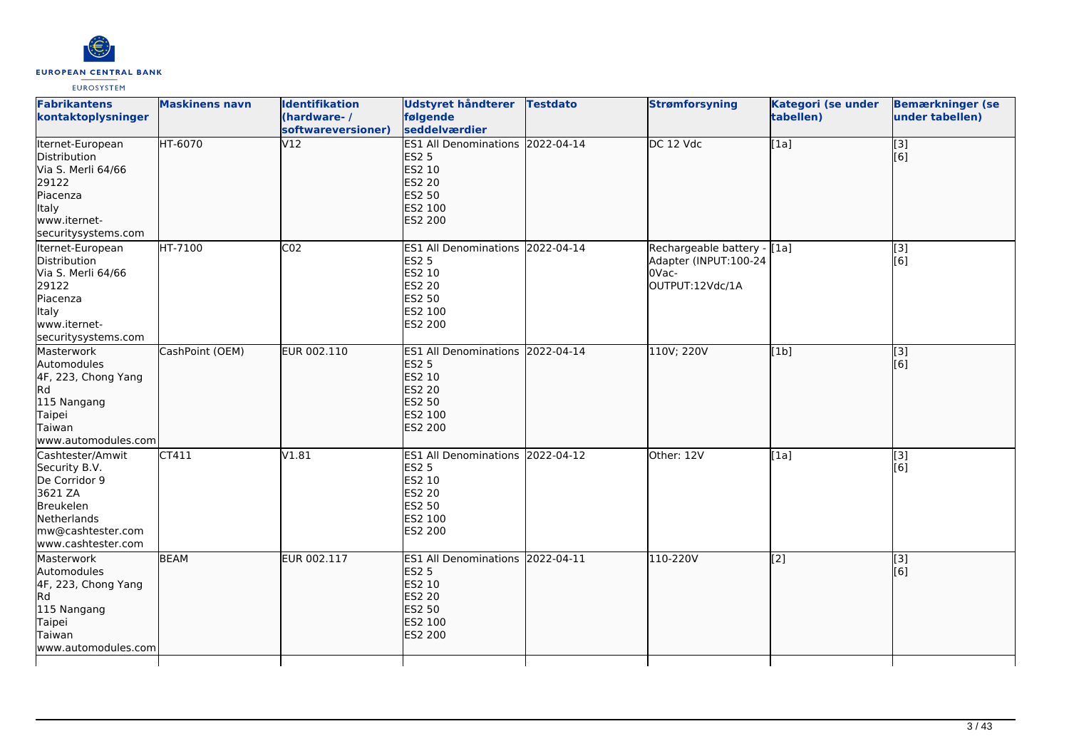| Fabrikantens kontaktoplysninger | Maskinens navn | Identifikation (hardware- / softwareversioner) | Udstyret håndterer følgende seddelværdier | Testdato | Strømforsyning | Kategori (se under tabellen) | Bemærkninger (se under tabellen) |
| --- | --- | --- | --- | --- | --- | --- | --- |
| Iternet-European Distribution<br>Via S. Merli 64/66<br>29122<br>Piacenza<br>Italy<br>www.iternet-securitysystems.com | HT-6070 | V12 | ES1 All Denominations<br>ES2 5<br>ES2 10<br>ES2 20<br>ES2 50<br>ES2 100<br>ES2 200 | 2022-04-14 | DC 12 Vdc | [1a] | [3]<br>[6] |
| Iternet-European Distribution<br>Via S. Merli 64/66<br>29122<br>Piacenza<br>Italy<br>www.iternet-securitysystems.com | HT-7100 | C02 | ES1 All Denominations<br>ES2 5<br>ES2 10<br>ES2 20<br>ES2 50<br>ES2 100<br>ES2 200 | 2022-04-14 | Rechargeable battery - Adapter (INPUT:100-240Vac-OUTPUT:12Vdc/1A | [1a] | [3]<br>[6] |
| Masterwork Automodules<br>4F, 223, Chong Yang Rd<br>115 Nangang<br>Taipei<br>Taiwan<br>www.automodules.com | CashPoint (OEM) | EUR 002.110 | ES1 All Denominations<br>ES2 5<br>ES2 10<br>ES2 20<br>ES2 50<br>ES2 100<br>ES2 200 | 2022-04-14 | 110V; 220V | [1b] | [3]<br>[6] |
| Cashtester/Amwit Security B.V.<br>De Corridor 9<br>3621 ZA<br>Breukelen<br>Netherlands<br>mw@cashtester.com<br>www.cashtester.com | CT411 | V1.81 | ES1 All Denominations<br>ES2 5<br>ES2 10<br>ES2 20<br>ES2 50<br>ES2 100<br>ES2 200 | 2022-04-12 | Other: 12V | [1a] | [3]<br>[6] |
| Masterwork Automodules<br>4F, 223, Chong Yang Rd<br>115 Nangang<br>Taipei<br>Taiwan<br>www.automodules.com | BEAM | EUR 002.117 | ES1 All Denominations<br>ES2 5<br>ES2 10<br>ES2 20<br>ES2 50<br>ES2 100<br>ES2 200 | 2022-04-11 | 110-220V | [2] | [3]<br>[6] |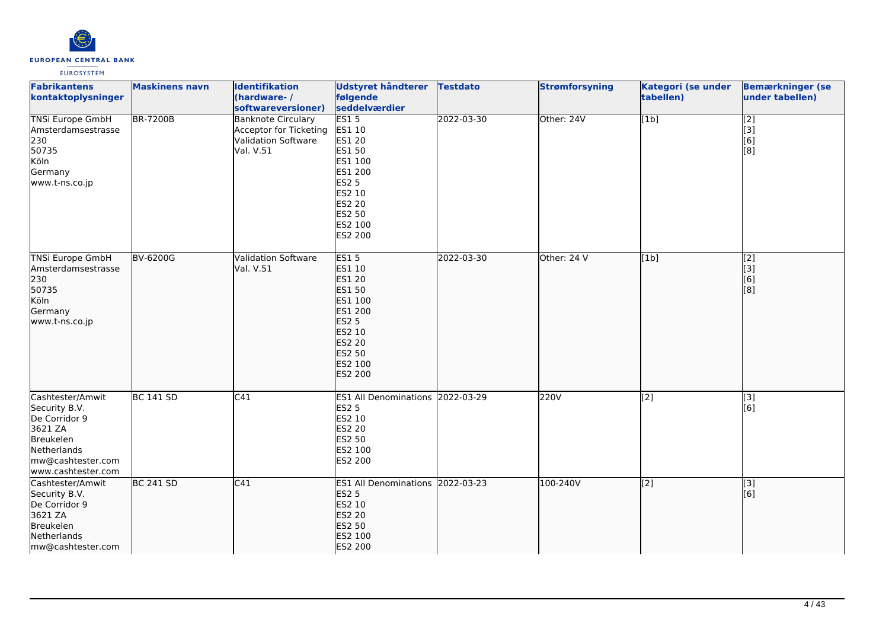| Fabrikantens kontaktoplysninger | Maskinens navn | Identifikation (hardware- / softwareversioner) | Udstyret håndterer følgende seddelværdier | Testdato | Strømforsyning | Kategori (se under tabellen) | Bemærkninger (se under tabellen) |
|---|---|---|---|---|---|---|---|
| TNSi Europe GmbH<br>Amsterdamsestrasse 230<br>50735<br>Köln<br>Germany<br>www.t-ns.co.jp | BR-7200B | Banknote Circulary Acceptor for Ticketing Validation Software Val. V.51 | ES1 5<br>ES1 10<br>ES1 20<br>ES1 50<br>ES1 100<br>ES1 200<br>ES2 5<br>ES2 10<br>ES2 20<br>ES2 50<br>ES2 100<br>ES2 200 | 2022-03-30 | Other: 24V | [1b] | [2]<br>[3]<br>[6]<br>[8] |
| TNSi Europe GmbH<br>Amsterdamsestrasse 230<br>50735<br>Köln<br>Germany<br>www.t-ns.co.jp | BV-6200G | Validation Software Val. V.51 | ES1 5<br>ES1 10<br>ES1 20<br>ES1 50<br>ES1 100<br>ES1 200<br>ES2 5<br>ES2 10<br>ES2 20<br>ES2 50<br>ES2 100<br>ES2 200 | 2022-03-30 | Other: 24 V | [1b] | [2]<br>[3]<br>[6]<br>[8] |
| Cashtester/Amwit Security B.V.<br>De Corridor 9<br>3621 ZA<br>Breukelen<br>Netherlands<br>mw@cashtester.com<br>www.cashtester.com | BC 141 SD | C41 | ES1 All Denominations<br>ES2 5<br>ES2 10<br>ES2 20<br>ES2 50<br>ES2 100<br>ES2 200 | 2022-03-29 | 220V | [2] | [3]<br>[6] |
| Cashtester/Amwit Security B.V.<br>De Corridor 9<br>3621 ZA<br>Breukelen<br>Netherlands<br>mw@cashtester.com | BC 241 SD | C41 | ES1 All Denominations<br>ES2 5<br>ES2 10<br>ES2 20<br>ES2 50<br>ES2 100<br>ES2 200 | 2022-03-23 | 100-240V | [2] | [3]<br>[6] |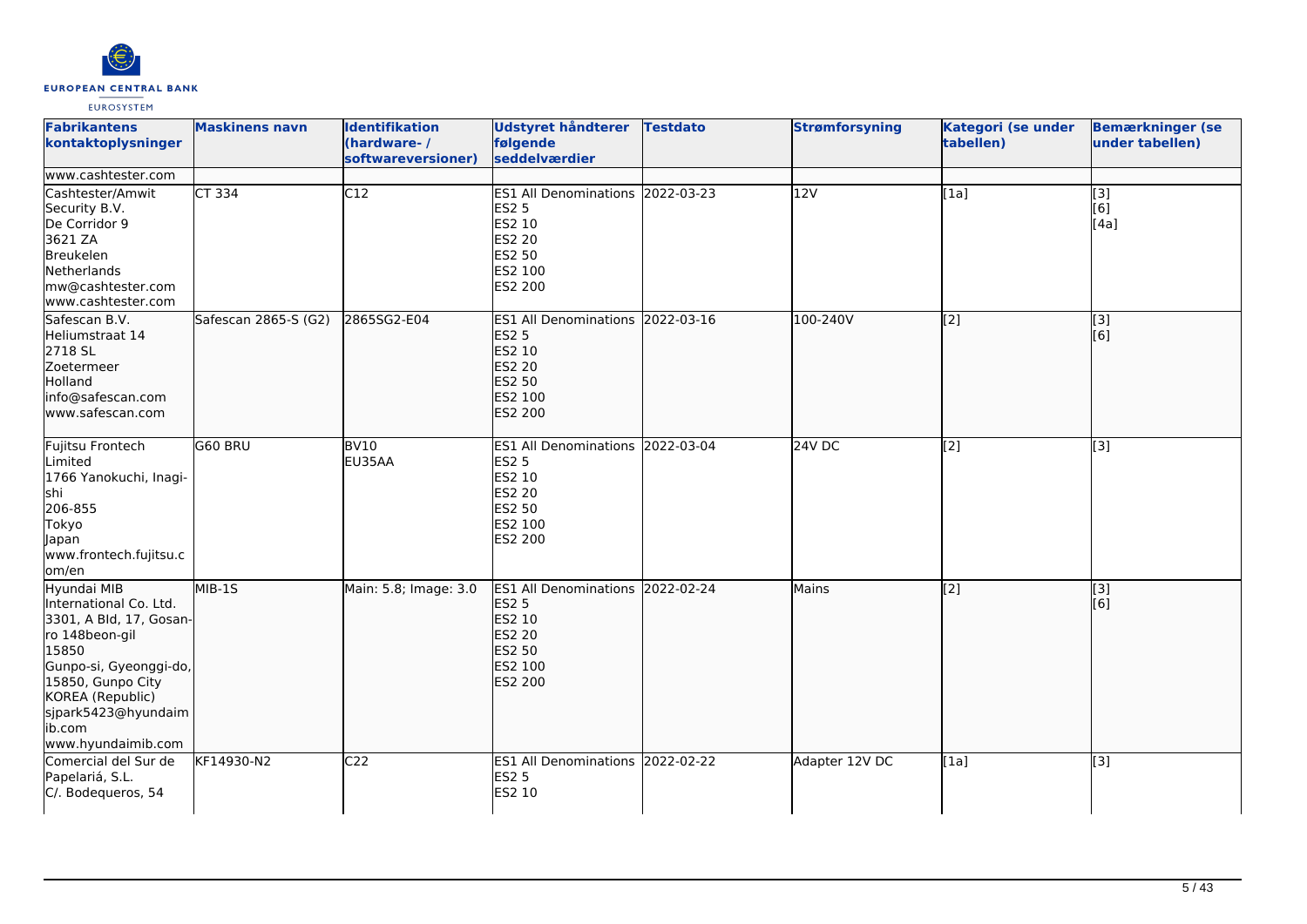| Fabrikantens kontaktoplysninger | Maskinens navn | Identifikation (hardware- / softwareversioner) | Udstyret håndterer følgende seddelværdier | Testdato | Strømforsyning | Kategori (se under tabellen) | Bemærkninger (se under tabellen) |
|---|---|---|---|---|---|---|---|
| www.cashtester.com | | | | | | | |
| Cashtester/Amwit Security B.V.<br>De Corridor 9<br>3621 ZA<br>Breukelen<br>Netherlands<br>mw@cashtester.com<br>www.cashtester.com | CT 334 | C12 | ES1 All Denominations<br>ES2 5<br>ES2 10<br>ES2 20<br>ES2 50<br>ES2 100<br>ES2 200 | 2022-03-23 | 12V | [1a] | [3]<br>[6]<br>[4a] |
| Safescan B.V.<br>Heliumstraat 14<br>2718 SL<br>Zoetermeer<br>Holland<br>info@safescan.com<br>www.safescan.com | Safescan 2865-S (G2) | 2865SG2-E04 | ES1 All Denominations<br>ES2 5<br>ES2 10<br>ES2 20<br>ES2 50<br>ES2 100<br>ES2 200 | 2022-03-16 | 100-240V | [2] | [3]<br>[6] |
| Fujitsu Frontech Limited<br>1766 Yanokuchi, Inagi-shi<br>206-855<br>Tokyo<br>Japan<br>www.frontech.fujitsu.com/en | G60 BRU | BV10<br>EU35AA | ES1 All Denominations<br>ES2 5<br>ES2 10<br>ES2 20<br>ES2 50<br>ES2 100<br>ES2 200 | 2022-03-04 | 24V DC | [2] | [3] |
| Hyundai MIB International Co. Ltd.<br>3301, A Bld, 17, Gosan-ro 148beon-gil<br>15850<br>Gunpo-si, Gyeonggi-do, 15850, Gunpo City<br>KOREA (Republic)<br>sjpark5423@hyundaimib.com<br>www.hyundaimib.com | MIB-1S | Main: 5.8; Image: 3.0 | ES1 All Denominations<br>ES2 5<br>ES2 10<br>ES2 20<br>ES2 50<br>ES2 100<br>ES2 200 | 2022-02-24 | Mains | [2] | [3]<br>[6] |
| Comercial del Sur de Papelariá, S.L.<br>C/. Bodequeros, 54 | KF14930-N2 | C22 | ES1 All Denominations<br>ES2 5<br>ES2 10 | 2022-02-22 | Adapter 12V DC | [1a] | [3] |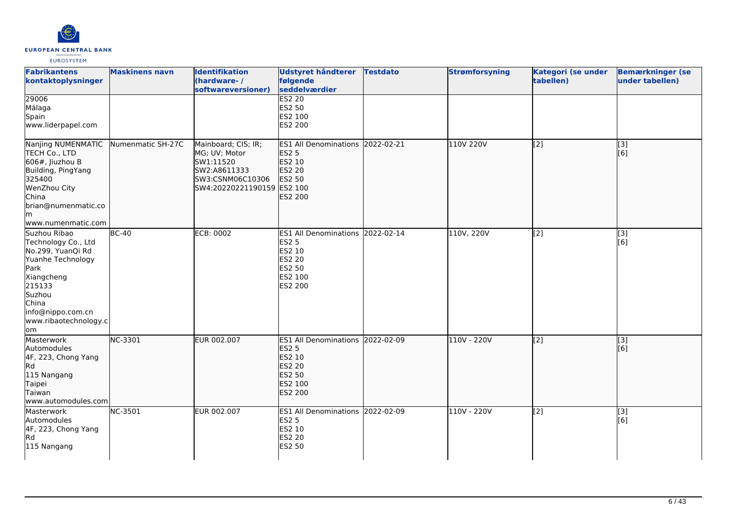| Fabrikantens kontaktoplysninger | Maskinens navn | Identifikation (hardware- / softwareversioner) | Udstyret håndterer følgende seddelværdier | Testdato | Strømforsyning | Kategori (se under tabellen) | Bemærkninger (se under tabellen) |
|---|---|---|---|---|---|---|---|
| 29006<br>Málaga<br>Spain<br>www.liderpapel.com | | | ES2 20<br>ES2 50<br>ES2 100<br>ES2 200 | | | | |
| Nanjing NUMENMATIC TECH Co., LTD<br>606#, Jiuzhou B Building, PingYang<br>325400<br>WenZhou City<br>China<br>brian@numenmatic.com<br>www.numenmatic.com | Numenmatic SH-27C | Mainboard; CIS; IR; MG; UV; Motor<br>SW1:11520<br>SW2:A8611333<br>SW3:CSNM06C10306<br>SW4:20220221190159 | ES1 All Denominations<br>ES2 5<br>ES2 10<br>ES2 20<br>ES2 50<br>ES2 100<br>ES2 200 | 2022-02-21 | 110V 220V | [2] | [3]<br>[6] |
| Suzhou Ribao Technology Co., Ltd<br>No.299, YuanQi Rd<br>Yuanhe Technology Park<br>Xiangcheng<br>215133<br>Suzhou<br>China<br>info@nippo.com.cn<br>www.ribaotechnology.com | BC-40 | ECB: 0002 | ES1 All Denominations<br>ES2 5<br>ES2 10<br>ES2 20<br>ES2 50<br>ES2 100<br>ES2 200 | 2022-02-14 | 110V, 220V | [2] | [3]<br>[6] |
| Masterwork Automodules<br>4F, 223, Chong Yang Rd<br>115 Nangang<br>Taipei<br>Taiwan<br>www.automodules.com | NC-3301 | EUR 002.007 | ES1 All Denominations<br>ES2 5<br>ES2 10<br>ES2 20<br>ES2 50<br>ES2 100<br>ES2 200 | 2022-02-09 | 110V - 220V | [2] | [3]<br>[6] |
| Masterwork Automodules<br>4F, 223, Chong Yang Rd<br>115 Nangang | NC-3501 | EUR 002.007 | ES1 All Denominations<br>ES2 5<br>ES2 10<br>ES2 20<br>ES2 50 | 2022-02-09 | 110V - 220V | [2] | [3]<br>[6] |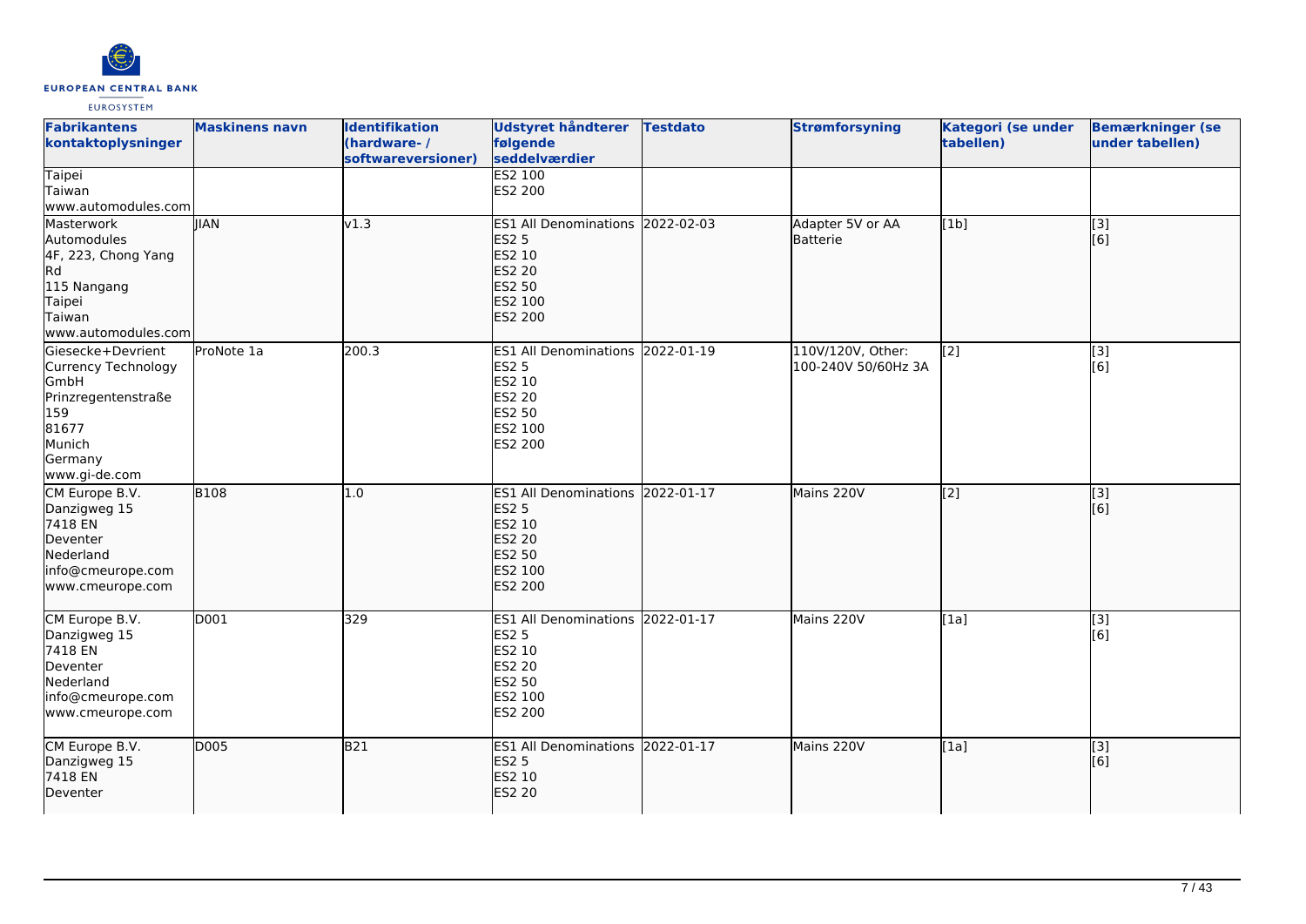| Fabrikantens kontaktoplysninger | Maskinens navn | Identifikation (hardware- / softwareversioner) | Udstyret håndterer følgende seddelværdier | Testdato | Strømforsyning | Kategori (se under tabellen) | Bemærkninger (se under tabellen) |
|---|---|---|---|---|---|---|---|
| Taipei<br>Taiwan<br>www.automodules.com | | | ES2 100<br>ES2 200 | | | | |
| Masterwork Automodules<br>4F, 223, Chong Yang Rd<br>115 Nangang<br>Taipei<br>Taiwan<br>www.automodules.com | JIAN | v1.3 | ES1 All Denominations<br>ES2 5<br>ES2 10<br>ES2 20<br>ES2 50<br>ES2 100<br>ES2 200 | 2022-02-03 | Adapter 5V or AA Batterie | [1b] | [3]<br>[6] |
| Giesecke+Devrient Currency Technology GmbH<br>Prinzregentenstraße 159<br>81677<br>Munich<br>Germany<br>www.gi-de.com | ProNote 1a | 200.3 | ES1 All Denominations<br>ES2 5<br>ES2 10<br>ES2 20<br>ES2 50<br>ES2 100<br>ES2 200 | 2022-01-19 | 110V/120V, Other: 100-240V 50/60Hz 3A | [2] | [3]<br>[6] |
| CM Europe B.V.<br>Danzigweg 15<br>7418 EN<br>Deventer<br>Nederland<br>info@cmeurope.com<br>www.cmeurope.com | B108 | 1.0 | ES1 All Denominations<br>ES2 5<br>ES2 10<br>ES2 20<br>ES2 50<br>ES2 100<br>ES2 200 | 2022-01-17 | Mains 220V | [2] | [3]<br>[6] |
| CM Europe B.V.<br>Danzigweg 15<br>7418 EN<br>Deventer<br>Nederland<br>info@cmeurope.com<br>www.cmeurope.com | D001 | 329 | ES1 All Denominations<br>ES2 5<br>ES2 10<br>ES2 20<br>ES2 50<br>ES2 100<br>ES2 200 | 2022-01-17 | Mains 220V | [1a] | [3]<br>[6] |
| CM Europe B.V.<br>Danzigweg 15<br>7418 EN<br>Deventer | D005 | B21 | ES1 All Denominations<br>ES2 5<br>ES2 10<br>ES2 20 | 2022-01-17 | Mains 220V | [1a] | [3]<br>[6] |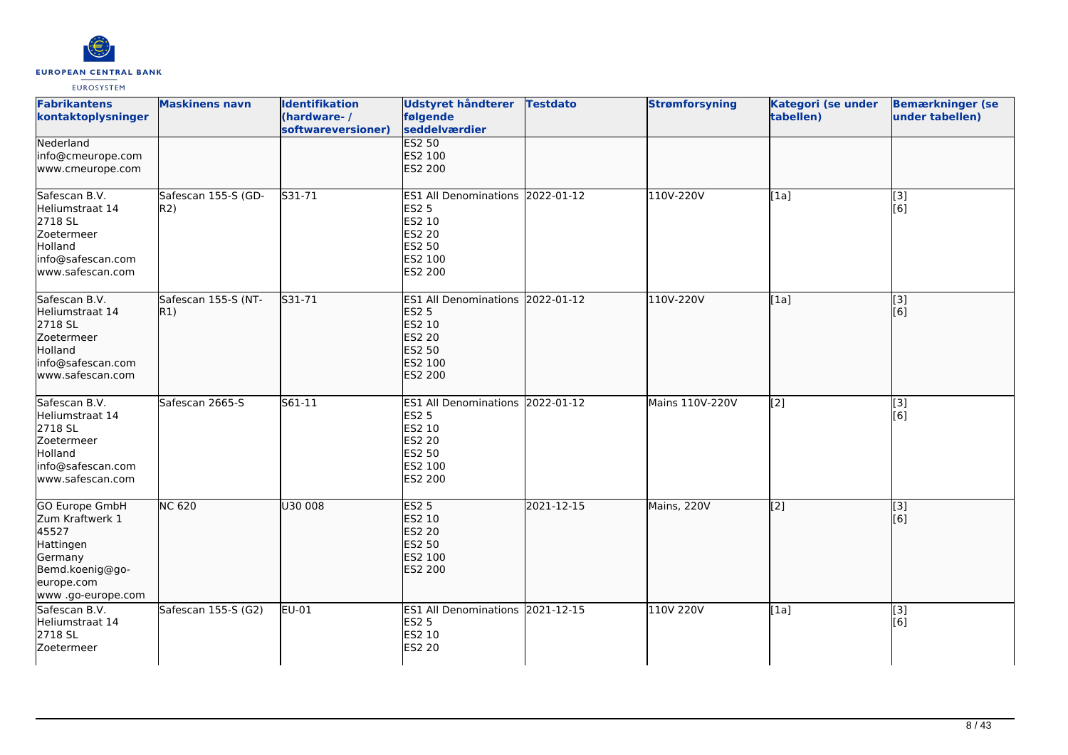| Fabrikantens kontaktoplysninger | Maskinens navn | Identifikation (hardware- / softwareversioner) | Udstyret håndterer følgende seddelværdier | Testdato | Strømforsyning | Kategori (se under tabellen) | Bemærkninger (se under tabellen) |
|---|---|---|---|---|---|---|---|
| Nederland<br>info@cmeurope.com<br>www.cmeurope.com | | | ES2 50<br>ES2 100<br>ES2 200 | | | | |
| Safescan B.V.<br>Heliumstraat 14<br>2718 SL<br>Zoetermeer<br>Holland<br>info@safescan.com<br>www.safescan.com | Safescan 155-S (GD-R2) | S31-71 | ES1 All Denominations<br>ES2 5<br>ES2 10<br>ES2 20<br>ES2 50<br>ES2 100<br>ES2 200 | 2022-01-12 | 110V-220V | [1a] | [3]<br>[6] |
| Safescan B.V.<br>Heliumstraat 14<br>2718 SL<br>Zoetermeer<br>Holland<br>info@safescan.com<br>www.safescan.com | Safescan 155-S (NT-R1) | S31-71 | ES1 All Denominations<br>ES2 5<br>ES2 10<br>ES2 20<br>ES2 50<br>ES2 100<br>ES2 200 | 2022-01-12 | 110V-220V | [1a] | [3]<br>[6] |
| Safescan B.V.<br>Heliumstraat 14<br>2718 SL<br>Zoetermeer<br>Holland<br>info@safescan.com<br>www.safescan.com | Safescan 2665-S | S61-11 | ES1 All Denominations<br>ES2 5<br>ES2 10<br>ES2 20<br>ES2 50<br>ES2 100<br>ES2 200 | 2022-01-12 | Mains 110V-220V | [2] | [3]<br>[6] |
| GO Europe GmbH<br>Zum Kraftwerk 1<br>45527<br>Hattingen<br>Germany<br>Bemd.koenig@go-europe.com<br>www .go-europe.com | NC 620 | U30 008 | ES2 5<br>ES2 10<br>ES2 20<br>ES2 50<br>ES2 100<br>ES2 200 | 2021-12-15 | Mains, 220V | [2] | [3]<br>[6] |
| Safescan B.V.<br>Heliumstraat 14<br>2718 SL<br>Zoetermeer | Safescan 155-S (G2) | EU-01 | ES1 All Denominations<br>ES2 5<br>ES2 10<br>ES2 20 | 2021-12-15 | 110V 220V | [1a] | [3]<br>[6] |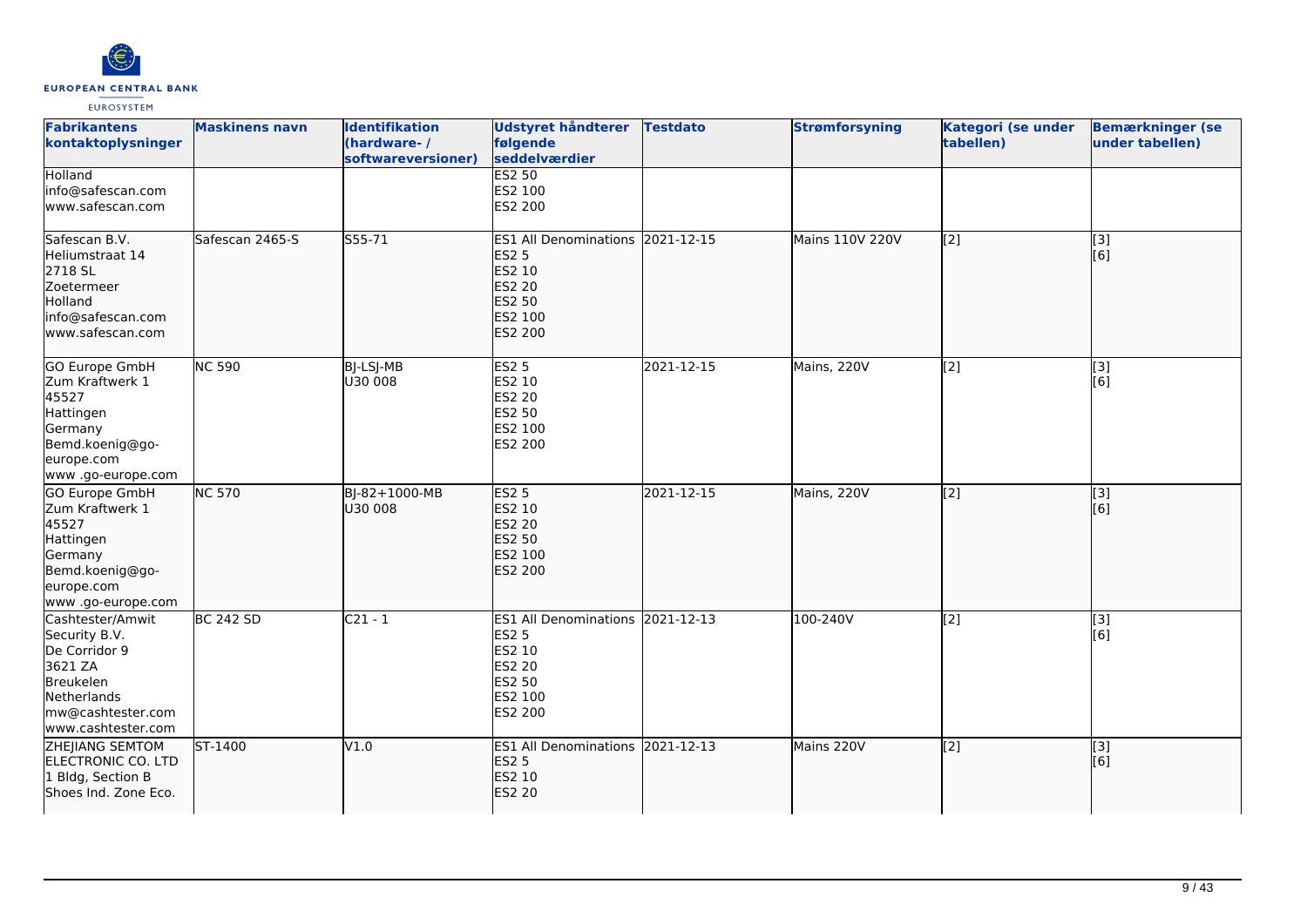| Fabrikantens kontaktoplysninger | Maskinens navn | Identifikation (hardware- / softwareversioner) | Udstyret håndterer følgende seddelværdier | Testdato | Strømforsyning | Kategori (se under tabellen) | Bemærkninger (se under tabellen) |
| --- | --- | --- | --- | --- | --- | --- | --- |
| Holland<br>info@safescan.com<br>www.safescan.com | | | ES2 50<br>ES2 100<br>ES2 200 | | | | |
| Safescan B.V.<br>Heliumstraat 14<br>2718 SL<br>Zoetermeer<br>Holland<br>info@safescan.com<br>www.safescan.com | Safescan 2465-S | S55-71 | ES1 All Denominations<br>ES2 5<br>ES2 10<br>ES2 20<br>ES2 50<br>ES2 100<br>ES2 200 | 2021-12-15 | Mains 110V 220V | [2] | [3]<br>[6] |
| GO Europe GmbH<br>Zum Kraftwerk 1<br>45527<br>Hattingen<br>Germany<br>Bemd.koenig@go-europe.com<br>www .go-europe.com | NC 590 | BJ-LSJ-MB<br>U30 008 | ES2 5<br>ES2 10<br>ES2 20<br>ES2 50<br>ES2 100<br>ES2 200 | 2021-12-15 | Mains, 220V | [2] | [3]<br>[6] |
| GO Europe GmbH<br>Zum Kraftwerk 1<br>45527<br>Hattingen<br>Germany<br>Bemd.koenig@go-europe.com<br>www .go-europe.com | NC 570 | BJ-82+1000-MB<br>U30 008 | ES2 5<br>ES2 10<br>ES2 20<br>ES2 50<br>ES2 100<br>ES2 200 | 2021-12-15 | Mains, 220V | [2] | [3]<br>[6] |
| Cashtester/Amwit Security B.V.<br>De Corridor 9<br>3621 ZA<br>Breukelen<br>Netherlands<br>mw@cashtester.com<br>www.cashtester.com | BC 242 SD | C21 - 1 | ES1 All Denominations<br>ES2 5<br>ES2 10<br>ES2 20<br>ES2 50<br>ES2 100<br>ES2 200 | 2021-12-13 | 100-240V | [2] | [3]<br>[6] |
| ZHEJIANG SEMTOM ELECTRONIC CO. LTD<br>1 Bldg, Section B<br>Shoes Ind. Zone Eco. | ST-1400 | V1.0 | ES1 All Denominations<br>ES2 5<br>ES2 10<br>ES2 20 | 2021-12-13 | Mains 220V | [2] | [3]<br>[6] |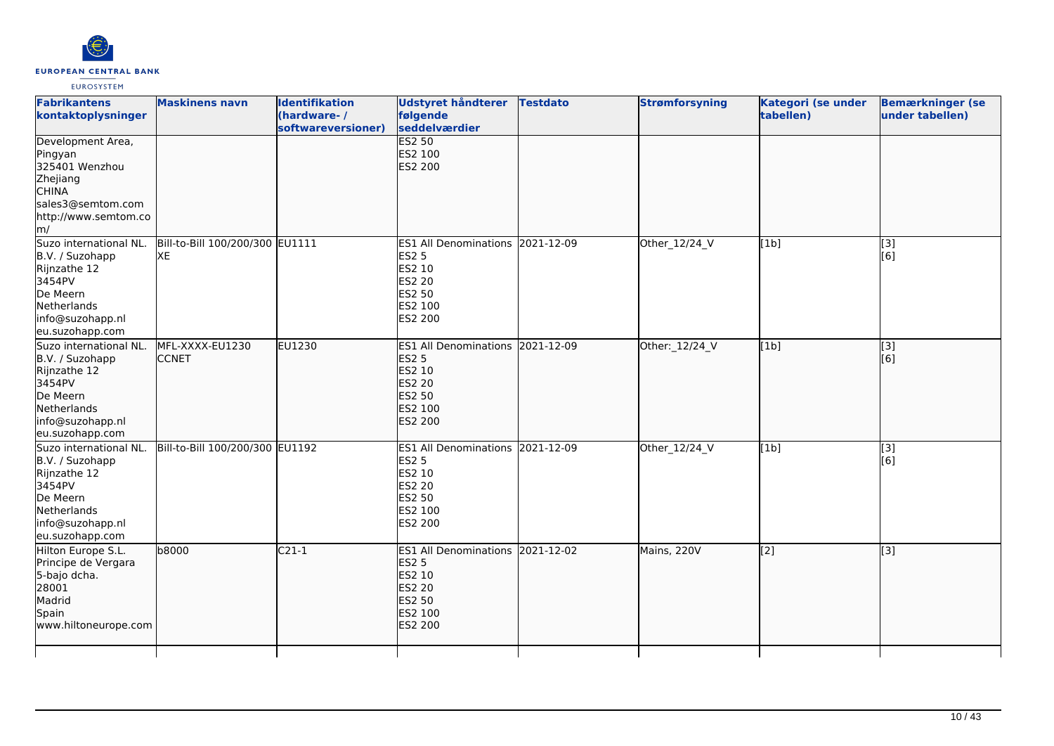| Fabrikantens kontaktoplysninger | Maskinens navn | Identifikation (hardware- / softwareversioner) | Udstyret håndterer følgende seddelværdier | Testdato | Strømforsyning | Kategori (se under tabellen) | Bemærkninger (se under tabellen) |
|---|---|---|---|---|---|---|---|
| Development Area,<br>Pingyan<br>325401 Wenzhou<br>Zhejiang<br>CHINA<br>sales3@semtom.com<br>http://www.semtom.com/ | | | ES2 50<br>ES2 100<br>ES2 200 | | | | |
| Suzo international NL. B.V. / Suzohapp<br>Rijnzathe 12<br>3454PV<br>De Meern<br>Netherlands<br>info@suzohapp.nl<br>eu.suzohapp.com | Bill-to-Bill 100/200/300 XE | EU1111 | ES1 All Denominations<br>ES2 5<br>ES2 10<br>ES2 20<br>ES2 50<br>ES2 100<br>ES2 200 | 2021-12-09 | Other_12/24_V | [1b] | [3]<br>[6] |
| Suzo international NL. B.V. / Suzohapp<br>Rijnzathe 12<br>3454PV<br>De Meern<br>Netherlands<br>info@suzohapp.nl<br>eu.suzohapp.com | MFL-XXXX-EU1230 CCNET | EU1230 | ES1 All Denominations<br>ES2 5<br>ES2 10<br>ES2 20<br>ES2 50<br>ES2 100<br>ES2 200 | 2021-12-09 | Other:_12/24_V | [1b] | [3]<br>[6] |
| Suzo international NL. B.V. / Suzohapp<br>Rijnzathe 12<br>3454PV<br>De Meern<br>Netherlands<br>info@suzohapp.nl<br>eu.suzohapp.com | Bill-to-Bill 100/200/300 | EU1192 | ES1 All Denominations<br>ES2 5<br>ES2 10<br>ES2 20<br>ES2 50<br>ES2 100<br>ES2 200 | 2021-12-09 | Other_12/24_V | [1b] | [3]<br>[6] |
| Hilton Europe S.L.<br>Principe de Vergara<br>5-bajo dcha.<br>28001<br>Madrid<br>Spain<br>www.hiltoneurope.com | b8000 | C21-1 | ES1 All Denominations<br>ES2 5<br>ES2 10<br>ES2 20<br>ES2 50<br>ES2 100<br>ES2 200 | 2021-12-02 | Mains, 220V | [2] | [3] |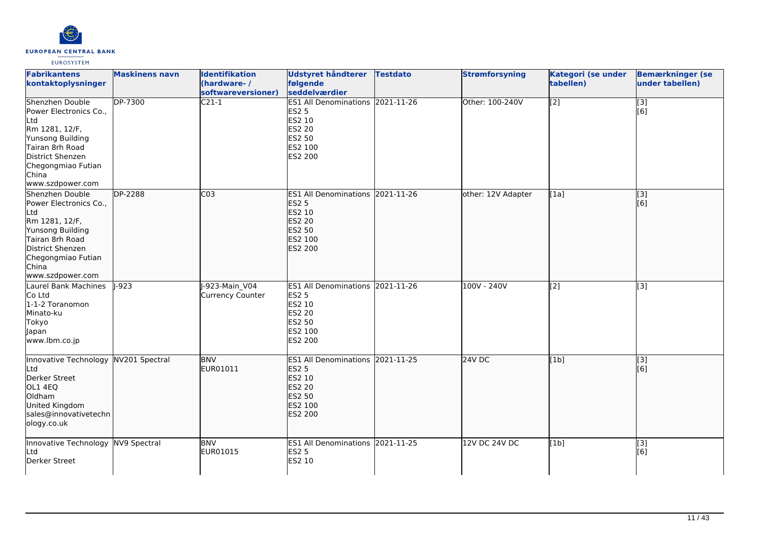| Fabrikantens kontaktoplysninger | Maskinens navn | Identifikation (hardware- / softwareversioner) | Udstyret håndterer følgende seddelværdier | Testdato | Strømforsyning | Kategori (se under tabellen) | Bemærkninger (se under tabellen) |
|---|---|---|---|---|---|---|---|
| Shenzhen Double Power Electronics Co., Ltd<br>Rm 1281, 12/F, Yunsong Building<br>Tairan 8rh Road<br>District Shenzen<br>Chegongmiao Futian<br>China<br>www.szdpower.com | DP-7300 | C21-1 | ES1 All Denominations<br>ES2 5<br>ES2 10<br>ES2 20<br>ES2 50<br>ES2 100<br>ES2 200 | 2021-11-26 | Other: 100-240V | [2] | [3]<br>[6] |
| Shenzhen Double Power Electronics Co., Ltd<br>Rm 1281, 12/F, Yunsong Building<br>Tairan 8rh Road<br>District Shenzen<br>Chegongmiao Futian<br>China<br>www.szdpower.com | DP-2288 | C03 | ES1 All Denominations<br>ES2 5<br>ES2 10<br>ES2 20<br>ES2 50<br>ES2 100<br>ES2 200 | 2021-11-26 | other: 12V Adapter | [1a] | [3]<br>[6] |
| Laurel Bank Machines Co Ltd<br>1-1-2 Toranomon<br>Minato-ku<br>Tokyo<br>Japan<br>www.lbm.co.jp | J-923 | J-923-Main_V04<br>Currency Counter | ES1 All Denominations<br>ES2 5<br>ES2 10<br>ES2 20<br>ES2 50<br>ES2 100<br>ES2 200 | 2021-11-26 | 100V - 240V | [2] | [3] |
| Innovative Technology Ltd<br>Derker Street<br>OL1 4EQ<br>Oldham<br>United Kingdom<br>sales@innovativetechnology.co.uk | NV201 Spectral | BNV<br>EUR01011 | ES1 All Denominations<br>ES2 5<br>ES2 10<br>ES2 20<br>ES2 50<br>ES2 100<br>ES2 200 | 2021-11-25 | 24V DC | [1b] | [3]<br>[6] |
| Innovative Technology Ltd<br>Derker Street | NV9 Spectral | BNV<br>EUR01015 | ES1 All Denominations<br>ES2 5<br>ES2 10 | 2021-11-25 | 12V DC 24V DC | [1b] | [3]<br>[6] |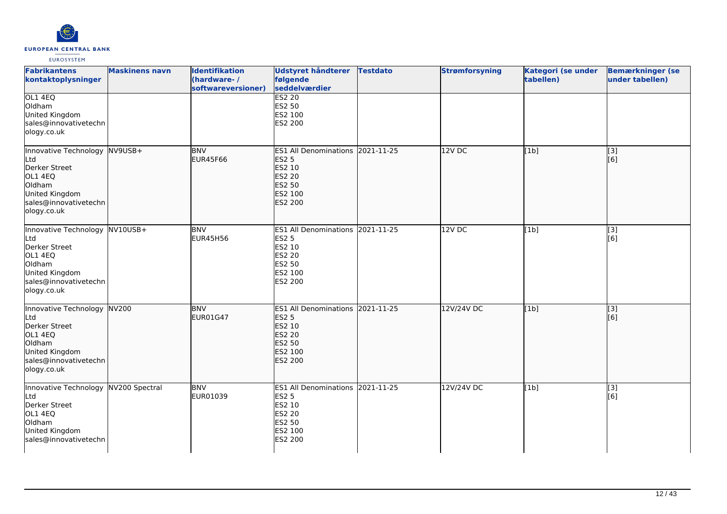| Fabrikantens kontaktoplysninger | Maskinens navn | Identifikation (hardware- / softwareversioner) | Udstyret håndterer følgende seddelværdier | Testdato | Strømforsyning | Kategori (se under tabellen) | Bemærkninger (se under tabellen) |
|---|---|---|---|---|---|---|---|
| OL1 4EQ<br>Oldham<br>United Kingdom<br>sales@innovativetechnology.co.uk | | | ES2 20<br>ES2 50<br>ES2 100<br>ES2 200 | | | | |
| Innovative Technology Ltd<br>Derker Street<br>OL1 4EQ<br>Oldham<br>United Kingdom<br>sales@innovativetechnology.co.uk | NV9USB+ | BNV<br>EUR45F66 | ES1 All Denominations<br>ES2 5<br>ES2 10<br>ES2 20<br>ES2 50<br>ES2 100<br>ES2 200 | 2021-11-25 | 12V DC | [1b] | [3]<br>[6] |
| Innovative Technology Ltd<br>Derker Street<br>OL1 4EQ<br>Oldham<br>United Kingdom<br>sales@innovativetechnology.co.uk | NV10USB+ | BNV<br>EUR45H56 | ES1 All Denominations<br>ES2 5<br>ES2 10<br>ES2 20<br>ES2 50<br>ES2 100<br>ES2 200 | 2021-11-25 | 12V DC | [1b] | [3]<br>[6] |
| Innovative Technology Ltd<br>Derker Street<br>OL1 4EQ<br>Oldham<br>United Kingdom<br>sales@innovativetechnology.co.uk | NV200 | BNV<br>EUR01G47 | ES1 All Denominations<br>ES2 5<br>ES2 10<br>ES2 20<br>ES2 50<br>ES2 100<br>ES2 200 | 2021-11-25 | 12V/24V DC | [1b] | [3]<br>[6] |
| Innovative Technology Ltd<br>Derker Street<br>OL1 4EQ<br>Oldham<br>United Kingdom<br>sales@innovativetechn | NV200 Spectral | BNV<br>EUR01039 | ES1 All Denominations<br>ES2 5<br>ES2 10<br>ES2 20<br>ES2 50<br>ES2 100<br>ES2 200 | 2021-11-25 | 12V/24V DC | [1b] | [3]<br>[6] |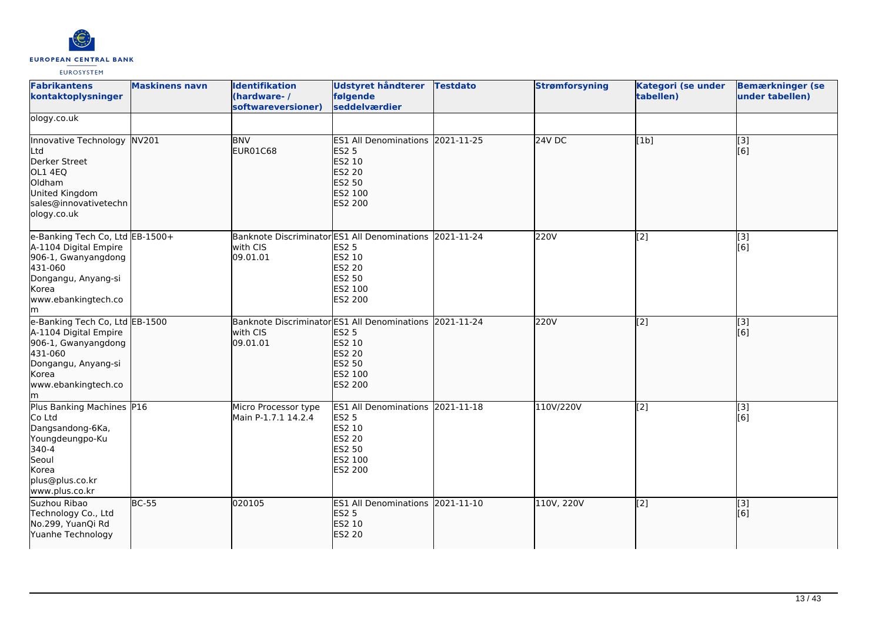| Fabrikantens kontaktoplysninger | Maskinens navn | Identifikation (hardware- / softwareversioner) | Udstyret håndterer følgende seddelværdier | Testdato | Strømforsyning | Kategori (se under tabellen) | Bemærkninger (se under tabellen) |
|---|---|---|---|---|---|---|---|
| ology.co.uk | | | | | | | |
| Innovative Technology Ltd<br>Derker Street<br>OL1 4EQ<br>Oldham<br>United Kingdom<br>sales@innovativetechnology.co.uk | NV201 | BNV<br>EUR01C68 | ES1 All Denominations<br>ES2 5<br>ES2 10<br>ES2 20<br>ES2 50<br>ES2 100<br>ES2 200 | 2021-11-25 | 24V DC | [1b] | [3]<br>[6] |
| e-Banking Tech Co, Ltd<br>A-1104 Digital Empire<br>906-1, Gwanyangdong<br>431-060<br>Dongangu, Anyang-si<br>Korea<br>www.ebankingtech.com | EB-1500+ | Banknote Discriminator with CIS<br>09.01.01 | ES1 All Denominations<br>ES2 5<br>ES2 10<br>ES2 20<br>ES2 50<br>ES2 100<br>ES2 200 | 2021-11-24 | 220V | [2] | [3]<br>[6] |
| e-Banking Tech Co, Ltd<br>A-1104 Digital Empire<br>906-1, Gwanyangdong<br>431-060<br>Dongangu, Anyang-si<br>Korea<br>www.ebankingtech.com | EB-1500 | Banknote Discriminator with CIS<br>09.01.01 | ES1 All Denominations<br>ES2 5<br>ES2 10<br>ES2 20<br>ES2 50<br>ES2 100<br>ES2 200 | 2021-11-24 | 220V | [2] | [3]<br>[6] |
| Plus Banking Machines Co Ltd<br>Dangsandong-6Ka,<br>Youngdeungpo-Ku<br>340-4<br>Seoul<br>Korea<br>plus@plus.co.kr<br>www.plus.co.kr | P16 | Micro Processor type<br>Main P-1.7.1 14.2.4 | ES1 All Denominations<br>ES2 5<br>ES2 10<br>ES2 20<br>ES2 50<br>ES2 100<br>ES2 200 | 2021-11-18 | 110V/220V | [2] | [3]<br>[6] |
| Suzhou Ribao Technology Co., Ltd<br>No.299, YuanQi Rd<br>Yuanhe Technology | BC-55 | 020105 | ES1 All Denominations<br>ES2 5<br>ES2 10<br>ES2 20 | 2021-11-10 | 110V, 220V | [2] | [3]<br>[6] |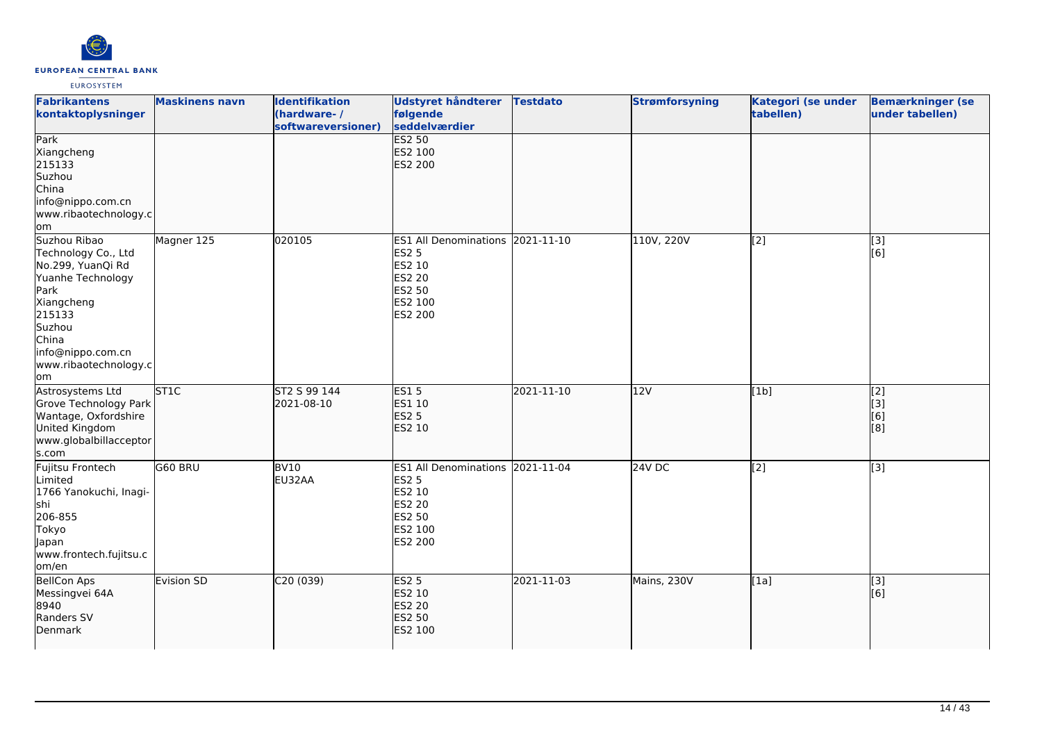| Fabrikantens kontaktoplysninger | Maskinens navn | Identifikation (hardware- / softwareversioner) | Udstyret håndterer følgende seddelværdier | Testdato | Strømforsyning | Kategori (se under tabellen) | Bemærkninger (se under tabellen) |
| --- | --- | --- | --- | --- | --- | --- | --- |
| Park<br>Xiangcheng<br>215133<br>Suzhou<br>China<br>info@nippo.com.cn<br>www.ribaotechnology.com | | | ES2 50<br>ES2 100<br>ES2 200 | | | | |
| Suzhou Ribao Technology Co., Ltd<br>No.299, YuanQi Rd<br>Yuanhe Technology Park<br>Xiangcheng<br>215133<br>Suzhou<br>China<br>info@nippo.com.cn<br>www.ribaotechnology.com | Magner 125 | 020105 | ES1 All Denominations<br>ES2 5<br>ES2 10<br>ES2 20<br>ES2 50<br>ES2 100<br>ES2 200 | 2021-11-10 | 110V, 220V | [2] | [3]<br>[6] |
| Astrosystems Ltd<br>Grove Technology Park<br>Wantage, Oxfordshire<br>United Kingdom<br>www.globalbillacceptors.com | ST1C | ST2 S 99 144<br>2021-08-10 | ES1 5<br>ES1 10<br>ES2 5<br>ES2 10 | 2021-11-10 | 12V | [1b] | [2]<br>[3]<br>[6]<br>[8] |
| Fujitsu Frontech Limited<br>1766 Yanokuchi, Inagi-shi<br>206-855<br>Tokyo<br>Japan<br>www.frontech.fujitsu.com/en | G60 BRU | BV10<br>EU32AA | ES1 All Denominations<br>ES2 5<br>ES2 10<br>ES2 20<br>ES2 50<br>ES2 100<br>ES2 200 | 2021-11-04 | 24V DC | [2] | [3] |
| BellCon Aps<br>Messingvei 64A<br>8940<br>Randers SV<br>Denmark | Evision SD | C20 (039) | ES2 5<br>ES2 10<br>ES2 20<br>ES2 50<br>ES2 100 | 2021-11-03 | Mains, 230V | [1a] | [3]<br>[6] |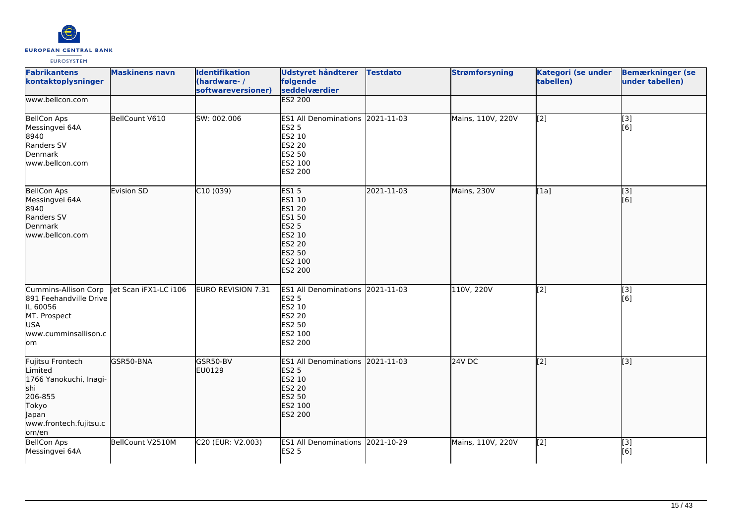| Fabrikantens kontaktoplysninger | Maskinens navn | Identifikation (hardware- / softwareversioner) | Udstyret håndterer følgende seddelværdier | Testdato | Strømforsyning | Kategori (se under tabellen) | Bemærkninger (se under tabellen) |
|---|---|---|---|---|---|---|---|
| www.bellcon.com | | | ES2 200 | | | | |
| BellCon Aps<br>Messingvei 64A<br>8940<br>Randers SV<br>Denmark<br>www.bellcon.com | BellCount V610 | SW: 002.006 | ES1 All Denominations<br>ES2 5<br>ES2 10<br>ES2 20<br>ES2 50<br>ES2 100<br>ES2 200 | 2021-11-03 | Mains, 110V, 220V | [2] | [3]<br>[6] |
| BellCon Aps<br>Messingvei 64A<br>8940<br>Randers SV<br>Denmark<br>www.bellcon.com | Evision SD | C10 (039) | ES1 5<br>ES1 10<br>ES1 20<br>ES1 50<br>ES2 5<br>ES2 10<br>ES2 20<br>ES2 50<br>ES2 100<br>ES2 200 | 2021-11-03 | Mains, 230V | [1a] | [3]<br>[6] |
| Cummins-Allison Corp<br>891 Feehandville Drive<br>IL 60056<br>MT. Prospect<br>USA<br>www.cumminsallison.com | Jet Scan iFX1-LC i106 | EURO REVISION 7.31 | ES1 All Denominations<br>ES2 5<br>ES2 10<br>ES2 20<br>ES2 50<br>ES2 100<br>ES2 200 | 2021-11-03 | 110V, 220V | [2] | [3]<br>[6] |
| Fujitsu Frontech Limited<br>1766 Yanokuchi, Inagi-shi<br>206-855<br>Tokyo<br>Japan<br>www.frontech.fujitsu.com/en | GSR50-BNA | GSR50-BV<br>EU0129 | ES1 All Denominations<br>ES2 5<br>ES2 10<br>ES2 20<br>ES2 50<br>ES2 100<br>ES2 200 | 2021-11-03 | 24V DC | [2] | [3] |
| BellCon Aps<br>Messingvei 64A | BellCount V2510M | C20 (EUR: V2.003) | ES1 All Denominations<br>ES2 5 | 2021-10-29 | Mains, 110V, 220V | [2] | [3]<br>[6] |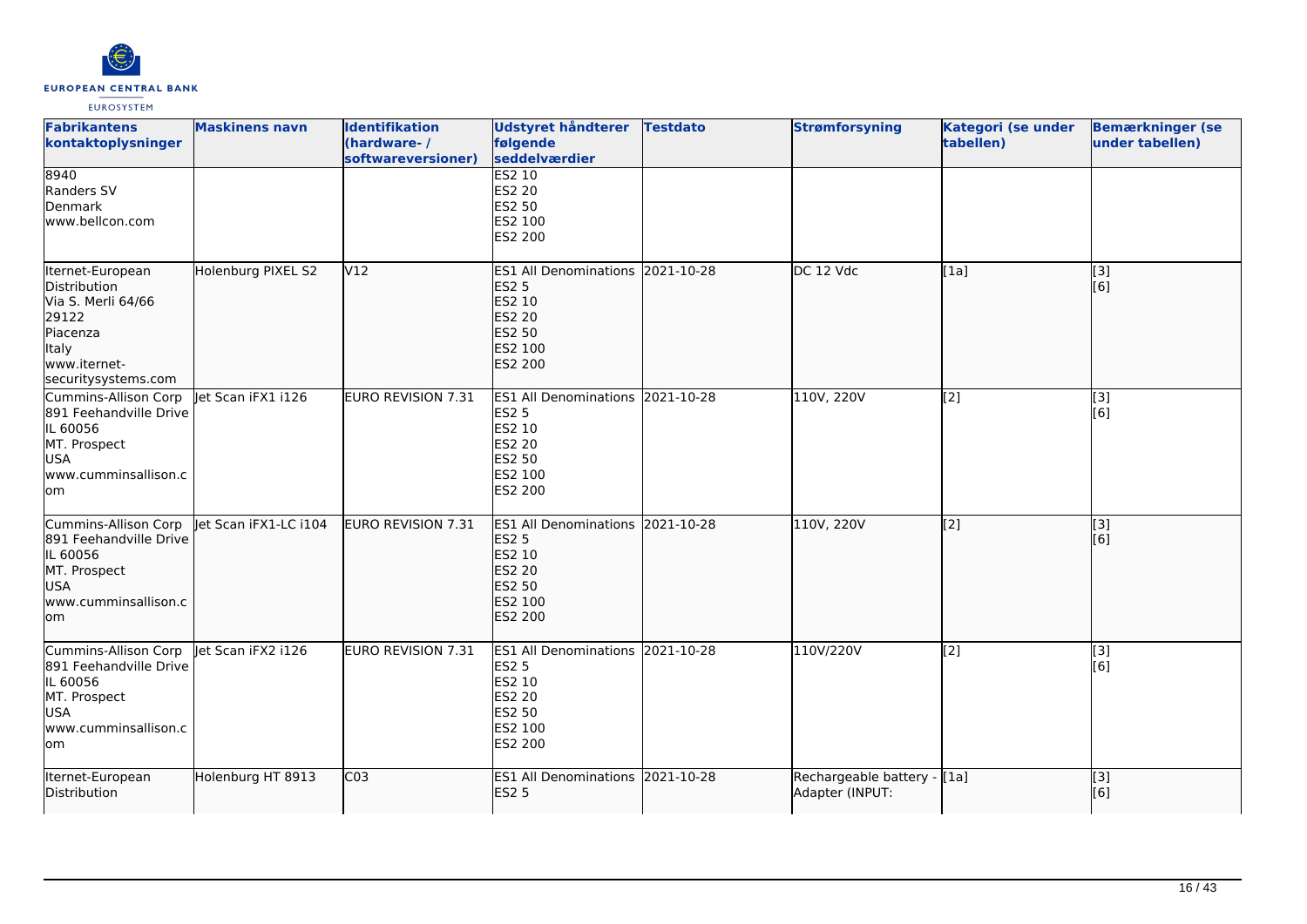| Fabrikantens kontaktoplysninger | Maskinens navn | Identifikation (hardware- / softwareversioner) | Udstyret håndterer følgende seddelværdier | Testdato | Strømforsyning | Kategori (se under tabellen) | Bemærkninger (se under tabellen) |
|---|---|---|---|---|---|---|---|
| 8940<br>Randers SV<br>Denmark<br>www.bellcon.com | | | ES2 10<br>ES2 20<br>ES2 50<br>ES2 100<br>ES2 200 | | | | |
| Iternet-European Distribution<br>Via S. Merli 64/66<br>29122<br>Piacenza<br>Italy<br>www.iternet-securitysystems.com | Holenburg PIXEL S2 | V12 | ES1 All Denominations<br>ES2 5<br>ES2 10<br>ES2 20<br>ES2 50<br>ES2 100<br>ES2 200 | 2021-10-28 | DC 12 Vdc | [1a] | [3]<br>[6] |
| Cummins-Allison Corp<br>891 Feehandville Drive<br>IL 60056<br>MT. Prospect<br>USA<br>www.cumminsallison.com | Jet Scan iFX1 i126 | EURO REVISION 7.31 | ES1 All Denominations<br>ES2 5<br>ES2 10<br>ES2 20<br>ES2 50<br>ES2 100<br>ES2 200 | 2021-10-28 | 110V, 220V | [2] | [3]<br>[6] |
| Cummins-Allison Corp<br>891 Feehandville Drive<br>IL 60056<br>MT. Prospect<br>USA<br>www.cumminsallison.com | Jet Scan iFX1-LC i104 | EURO REVISION 7.31 | ES1 All Denominations<br>ES2 5<br>ES2 10<br>ES2 20<br>ES2 50<br>ES2 100<br>ES2 200 | 2021-10-28 | 110V, 220V | [2] | [3]<br>[6] |
| Cummins-Allison Corp<br>891 Feehandville Drive<br>IL 60056<br>MT. Prospect<br>USA<br>www.cumminsallison.com | Jet Scan iFX2 i126 | EURO REVISION 7.31 | ES1 All Denominations<br>ES2 5<br>ES2 10<br>ES2 20<br>ES2 50<br>ES2 100<br>ES2 200 | 2021-10-28 | 110V/220V | [2] | [3]<br>[6] |
| Iternet-European Distribution | Holenburg HT 8913 | C03 | ES1 All Denominations<br>ES2 5 | 2021-10-28 | Rechargeable battery - Adapter (INPUT: | [1a] | [3]<br>[6] |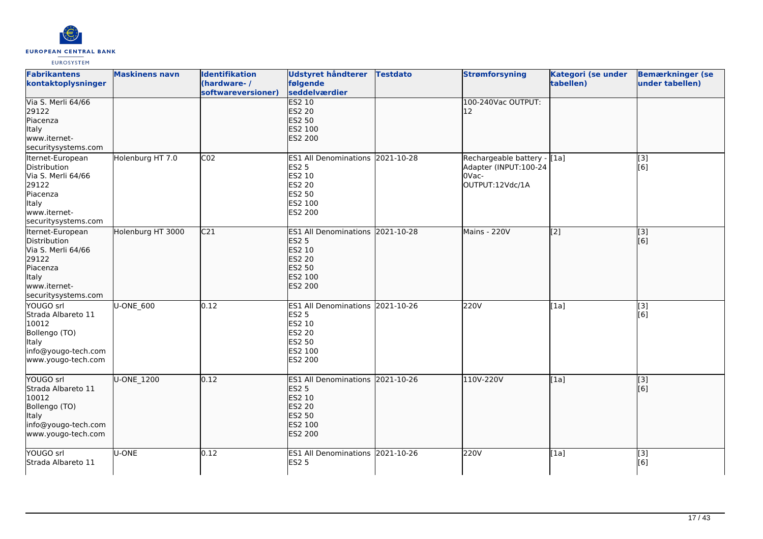| Fabrikantens kontaktoplysninger | Maskinens navn | Identifikation (hardware- / softwareversioner) | Udstyret håndterer følgende seddelværdier | Testdato | Strømforsyning | Kategori (se under tabellen) | Bemærkninger (se under tabellen) |
|---|---|---|---|---|---|---|---|
| Via S. Merli 64/66<br>29122<br>Piacenza<br>Italy<br>www.iternet-securitysystems.com | | | ES2 10<br>ES2 20<br>ES2 50<br>ES2 100<br>ES2 200 | | 100-240Vac OUTPUT: 12 | | |
| Iternet-European Distribution<br>Via S. Merli 64/66<br>29122<br>Piacenza<br>Italy<br>www.iternet-securitysystems.com | Holenburg HT 7.0 | C02 | ES1 All Denominations<br>ES2 5<br>ES2 10<br>ES2 20<br>ES2 50<br>ES2 100<br>ES2 200 | 2021-10-28 | Rechargeable battery - Adapter (INPUT:100-240Vac-OUTPUT:12Vdc/1A | [1a] | [3]<br>[6] |
| Iternet-European Distribution<br>Via S. Merli 64/66<br>29122<br>Piacenza<br>Italy<br>www.iternet-securitysystems.com | Holenburg HT 3000 | C21 | ES1 All Denominations<br>ES2 5<br>ES2 10<br>ES2 20<br>ES2 50<br>ES2 100<br>ES2 200 | 2021-10-28 | Mains - 220V | [2] | [3]<br>[6] |
| YOUGO srl<br>Strada Albareto 11<br>10012<br>Bollengo (TO)<br>Italy<br>info@yougo-tech.com<br>www.yougo-tech.com | U-ONE_600 | 0.12 | ES1 All Denominations<br>ES2 5<br>ES2 10<br>ES2 20<br>ES2 50<br>ES2 100<br>ES2 200 | 2021-10-26 | 220V | [1a] | [3]<br>[6] |
| YOUGO srl<br>Strada Albareto 11<br>10012<br>Bollengo (TO)<br>Italy<br>info@yougo-tech.com<br>www.yougo-tech.com | U-ONE_1200 | 0.12 | ES1 All Denominations<br>ES2 5<br>ES2 10<br>ES2 20<br>ES2 50<br>ES2 100<br>ES2 200 | 2021-10-26 | 110V-220V | [1a] | [3]<br>[6] |
| YOUGO srl<br>Strada Albareto 11 | U-ONE | 0.12 | ES1 All Denominations<br>ES2 5 | 2021-10-26 | 220V | [1a] | [3]<br>[6] |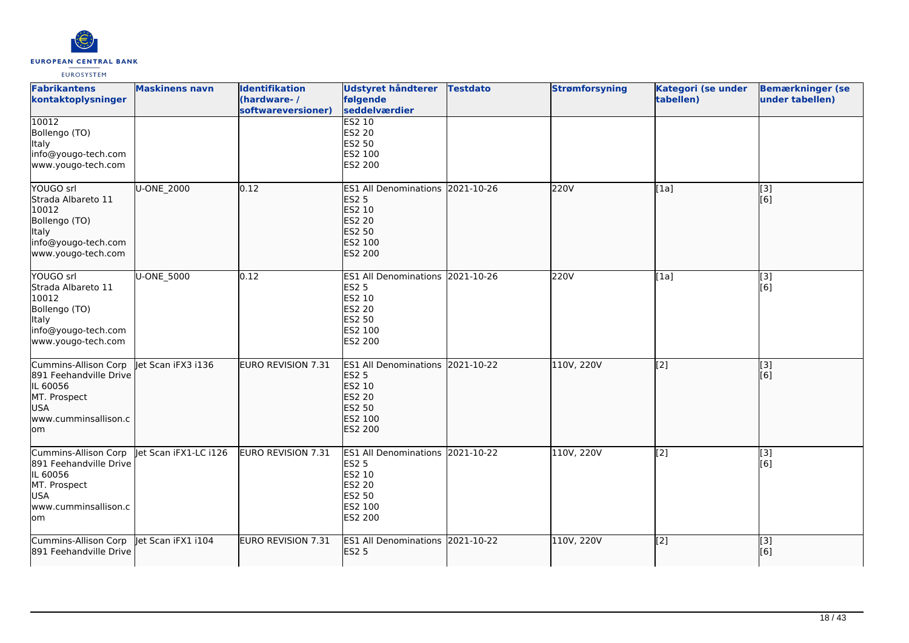| Fabrikantens kontaktoplysninger | Maskinens navn | Identifikation (hardware- / softwareversioner) | Udstyret håndterer følgende seddelværdier | Testdato | Strømforsyning | Kategori (se under tabellen) | Bemærkninger (se under tabellen) |
|---|---|---|---|---|---|---|---|
| 10012<br>Bollengo (TO)<br>Italy<br>info@yougo-tech.com<br>www.yougo-tech.com | | | ES2 10<br>ES2 20<br>ES2 50<br>ES2 100<br>ES2 200 | | | | |
| YOUGO srl<br>Strada Albareto 11<br>10012<br>Bollengo (TO)<br>Italy<br>info@yougo-tech.com<br>www.yougo-tech.com | U-ONE_2000 | 0.12 | ES1 All Denominations<br>ES2 5<br>ES2 10<br>ES2 20<br>ES2 50<br>ES2 100<br>ES2 200 | 2021-10-26 | 220V | [1a] | [3]<br>[6] |
| YOUGO srl<br>Strada Albareto 11<br>10012<br>Bollengo (TO)<br>Italy<br>info@yougo-tech.com<br>www.yougo-tech.com | U-ONE_5000 | 0.12 | ES1 All Denominations<br>ES2 5<br>ES2 10<br>ES2 20<br>ES2 50<br>ES2 100<br>ES2 200 | 2021-10-26 | 220V | [1a] | [3]<br>[6] |
| Cummins-Allison Corp<br>891 Feehandville Drive<br>IL 60056<br>MT. Prospect<br>USA<br>www.cumminsallison.com | Jet Scan iFX3 i136 | EURO REVISION 7.31 | ES1 All Denominations<br>ES2 5<br>ES2 10<br>ES2 20<br>ES2 50<br>ES2 100<br>ES2 200 | 2021-10-22 | 110V, 220V | [2] | [3]<br>[6] |
| Cummins-Allison Corp<br>891 Feehandville Drive<br>IL 60056<br>MT. Prospect<br>USA<br>www.cumminsallison.com | Jet Scan iFX1-LC i126 | EURO REVISION 7.31 | ES1 All Denominations<br>ES2 5<br>ES2 10<br>ES2 20<br>ES2 50<br>ES2 100<br>ES2 200 | 2021-10-22 | 110V, 220V | [2] | [3]<br>[6] |
| Cummins-Allison Corp<br>891 Feehandville Drive | Jet Scan iFX1 i104 | EURO REVISION 7.31 | ES1 All Denominations<br>ES2 5 | 2021-10-22 | 110V, 220V | [2] | [3]<br>[6] |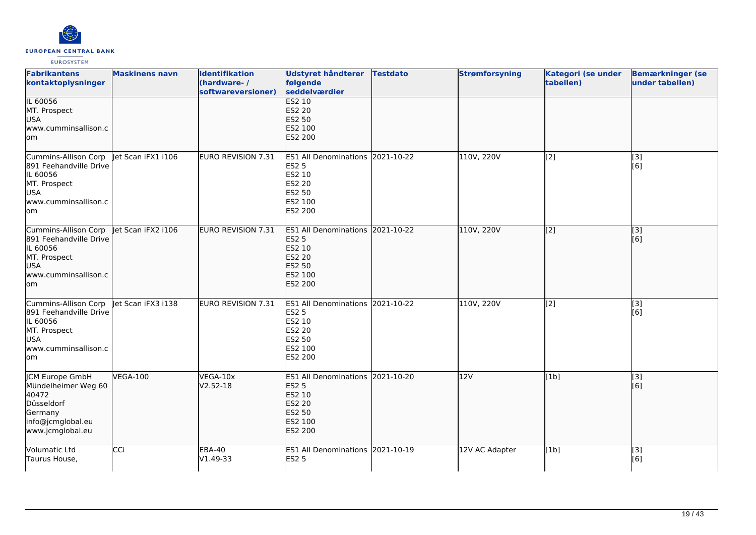| Fabrikantens kontaktoplysninger | Maskinens navn | Identifikation (hardware- / softwareversioner) | Udstyret håndterer følgende seddelværdier | Testdato | Strømforsyning | Kategori (se under tabellen) | Bemærkninger (se under tabellen) |
|---|---|---|---|---|---|---|---|
| IL 60056<br>MT. Prospect<br>USA<br>www.cumminsallison.com | | | ES2 10<br>ES2 20<br>ES2 50<br>ES2 100<br>ES2 200 | | | | |
| Cummins-Allison Corp<br>891 Feehandville Drive<br>IL 60056<br>MT. Prospect<br>USA<br>www.cumminsallison.com | Jet Scan iFX1 i106 | EURO REVISION 7.31 | ES1 All Denominations<br>ES2 5<br>ES2 10<br>ES2 20<br>ES2 50<br>ES2 100<br>ES2 200 | 2021-10-22 | 110V, 220V | [2] | [3]<br>[6] |
| Cummins-Allison Corp<br>891 Feehandville Drive<br>IL 60056<br>MT. Prospect<br>USA<br>www.cumminsallison.com | Jet Scan iFX2 i106 | EURO REVISION 7.31 | ES1 All Denominations<br>ES2 5<br>ES2 10<br>ES2 20<br>ES2 50<br>ES2 100<br>ES2 200 | 2021-10-22 | 110V, 220V | [2] | [3]<br>[6] |
| Cummins-Allison Corp<br>891 Feehandville Drive<br>IL 60056<br>MT. Prospect<br>USA<br>www.cumminsallison.com | Jet Scan iFX3 i138 | EURO REVISION 7.31 | ES1 All Denominations<br>ES2 5<br>ES2 10<br>ES2 20<br>ES2 50<br>ES2 100<br>ES2 200 | 2021-10-22 | 110V, 220V | [2] | [3]<br>[6] |
| JCM Europe GmbH<br>Mündelheimer Weg 60<br>40472<br>Düsseldorf<br>Germany<br>info@jcmglobal.eu<br>www.jcmglobal.eu | VEGA-100 | VEGA-10x<br>V2.52-18 | ES1 All Denominations<br>ES2 5<br>ES2 10<br>ES2 20<br>ES2 50<br>ES2 100<br>ES2 200 | 2021-10-20 | 12V | [1b] | [3]<br>[6] |
| Volumatic Ltd<br>Taurus House, | CCi | EBA-40<br>V1.49-33 | ES1 All Denominations<br>ES2 5 | 2021-10-19 | 12V AC Adapter | [1b] | [3]<br>[6] |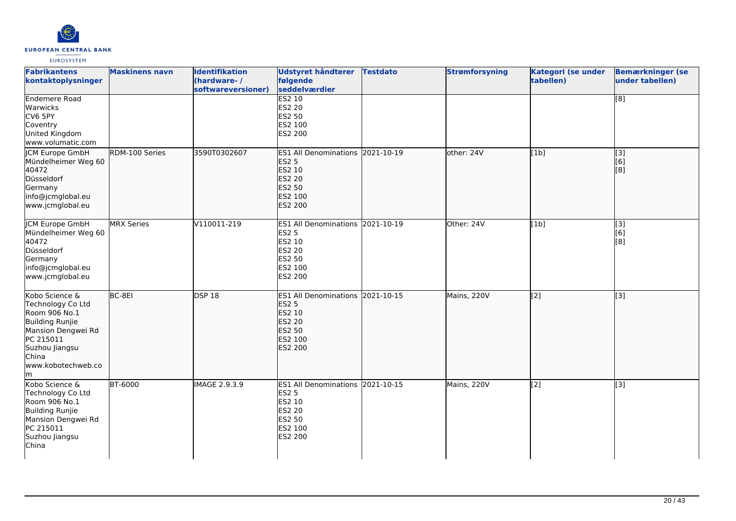| Fabrikantens kontaktoplysninger | Maskinens navn | Identifikation (hardware- / softwareversioner) | Udstyret håndterer følgende seddelværdier | Testdato | Strømforsyning | Kategori (se under tabellen) | Bemærkninger (se under tabellen) |
|---|---|---|---|---|---|---|---|
| Endemere Road<br>Warwicks<br>CV6 5PY<br>Coventry<br>United Kingdom<br>www.volumatic.com | | | ES2 10<br>ES2 20<br>ES2 50<br>ES2 100<br>ES2 200 | | | | [8] |
| JCM Europe GmbH<br>Mündelheimer Weg 60<br>40472<br>Düsseldorf<br>Germany<br>info@jcmglobal.eu<br>www.jcmglobal.eu | RDM-100 Series | 3590T0302607 | ES1 All Denominations<br>ES2 5<br>ES2 10<br>ES2 20<br>ES2 50<br>ES2 100<br>ES2 200 | 2021-10-19 | other: 24V | [1b] | [3]<br>[6]<br>[8] |
| JCM Europe GmbH<br>Mündelheimer Weg 60<br>40472<br>Düsseldorf<br>Germany<br>info@jcmglobal.eu<br>www.jcmglobal.eu | MRX Series | V110011-219 | ES1 All Denominations<br>ES2 5<br>ES2 10<br>ES2 20<br>ES2 50<br>ES2 100<br>ES2 200 | 2021-10-19 | Other: 24V | [1b] | [3]<br>[6]<br>[8] |
| Kobo Science & Technology Co Ltd<br>Room 906 No.1<br>Building Runjie<br>Mansion Dengwei Rd<br>PC 215011<br>Suzhou Jiangsu<br>China<br>www.kobotechweb.com | BC-8EI | DSP 18 | ES1 All Denominations<br>ES2 5<br>ES2 10<br>ES2 20<br>ES2 50<br>ES2 100<br>ES2 200 | 2021-10-15 | Mains, 220V | [2] | [3] |
| Kobo Science & Technology Co Ltd<br>Room 906 No.1<br>Building Runjie<br>Mansion Dengwei Rd<br>PC 215011<br>Suzhou Jiangsu<br>China | BT-6000 | IMAGE 2.9.3.9 | ES1 All Denominations<br>ES2 5<br>ES2 10<br>ES2 20<br>ES2 50<br>ES2 100<br>ES2 200 | 2021-10-15 | Mains, 220V | [2] | [3] |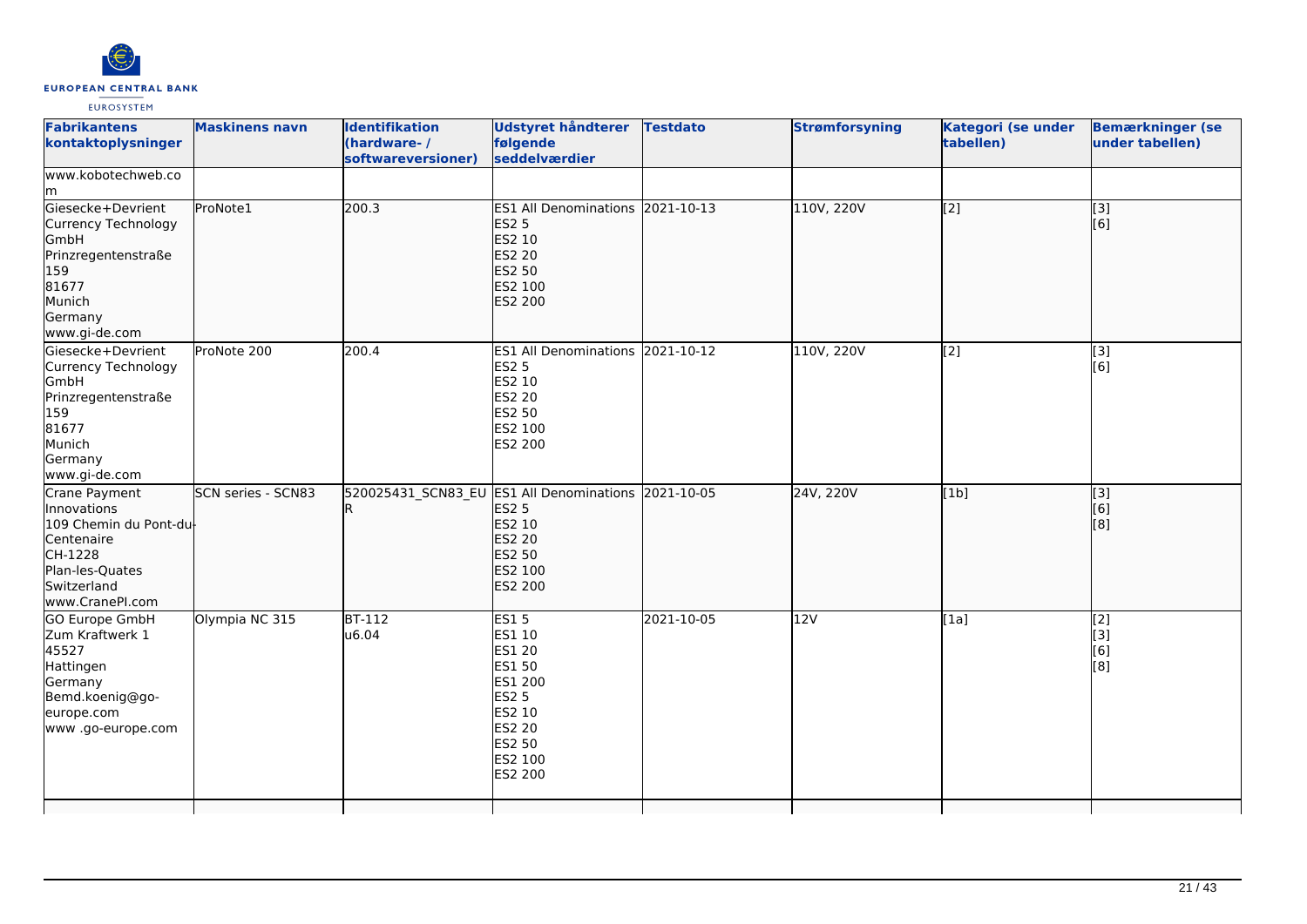| Fabrikantens kontaktoplysninger | Maskinens navn | Identifikation (hardware- / softwareversioner) | Udstyret håndterer følgende seddelværdier | Testdato | Strømforsyning | Kategori (se under tabellen) | Bemærkninger (se under tabellen) |
|---|---|---|---|---|---|---|---|
| www.kobotechweb.com | | | | | | | |
| Giesecke+Devrient Currency Technology GmbH<br>Prinzregentenstraße 159<br>81677<br>Munich<br>Germany<br>www.gi-de.com | ProNote1 | 200.3 | ES1 All Denominations<br>ES2 5<br>ES2 10<br>ES2 20<br>ES2 50<br>ES2 100<br>ES2 200 | 2021-10-13 | 110V, 220V | [2] | [3]<br>[6] |
| Giesecke+Devrient Currency Technology GmbH<br>Prinzregentenstraße 159<br>81677<br>Munich<br>Germany<br>www.gi-de.com | ProNote 200 | 200.4 | ES1 All Denominations<br>ES2 5<br>ES2 10<br>ES2 20<br>ES2 50<br>ES2 100<br>ES2 200 | 2021-10-12 | 110V, 220V | [2] | [3]<br>[6] |
| Crane Payment Innovations<br>109 Chemin du Pont-du-Centenaire<br>CH-1228<br>Plan-les-Quates<br>Switzerland<br>www.CranePI.com | SCN series - SCN83 | 520025431_SCN83_EUR | ES1 All Denominations<br>ES2 5<br>ES2 10<br>ES2 20<br>ES2 50<br>ES2 100<br>ES2 200 | 2021-10-05 | 24V, 220V | [1b] | [3]<br>[6]<br>[8] |
| GO Europe GmbH<br>Zum Kraftwerk 1<br>45527<br>Hattingen<br>Germany<br>Bemd.koenig@go-europe.com<br>www .go-europe.com | Olympia NC 315 | BT-112<br>u6.04 | ES1 5<br>ES1 10<br>ES1 20<br>ES1 50<br>ES1 200<br>ES2 5<br>ES2 10<br>ES2 20<br>ES2 50<br>ES2 100<br>ES2 200 | 2021-10-05 | 12V | [1a] | [2]<br>[3]<br>[6]<br>[8] |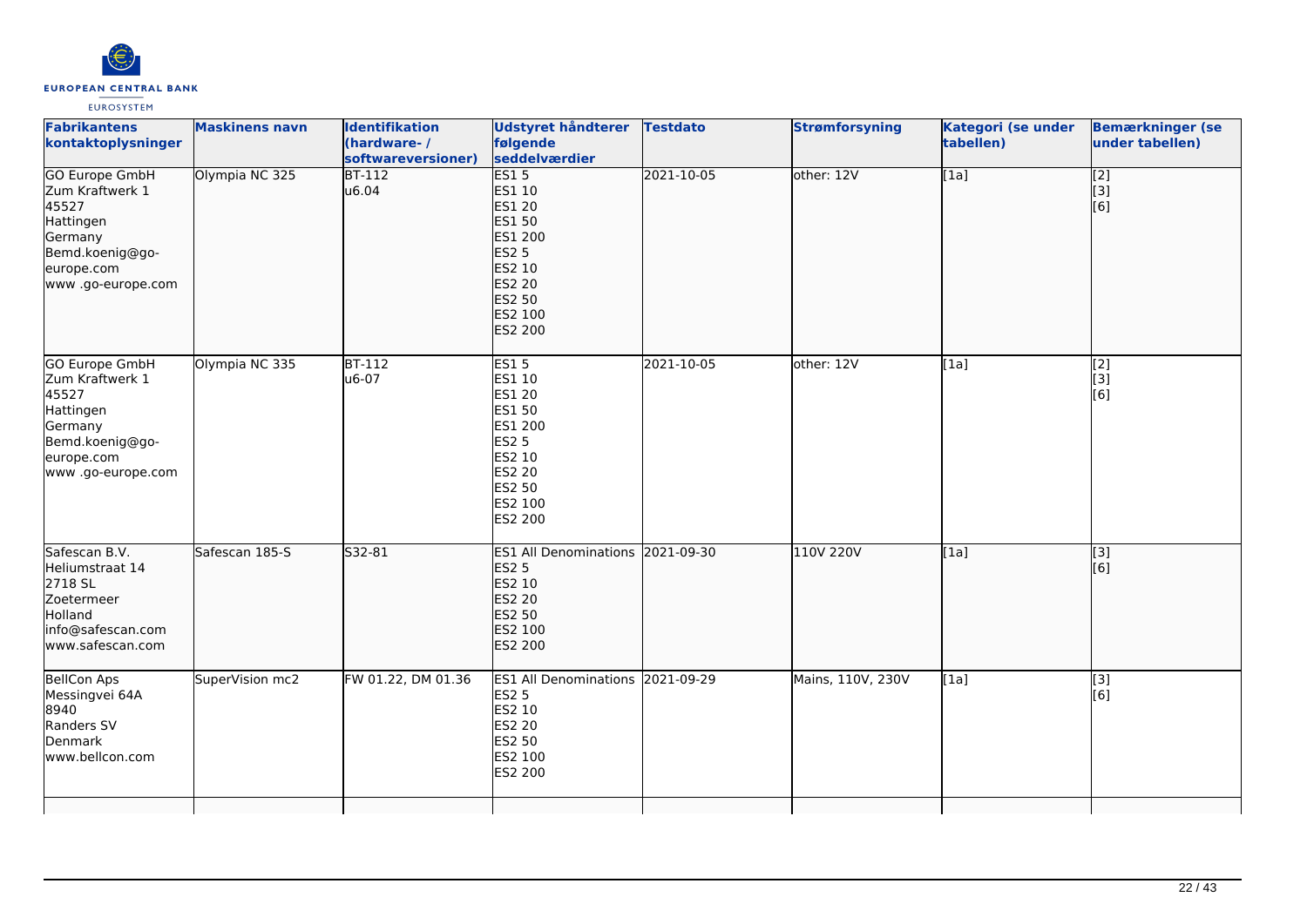| Fabrikantens kontaktoplysninger | Maskinens navn | Identifikation (hardware- / softwareversioner) | Udstyret håndterer følgende seddelværdier | Testdato | Strømforsyning | Kategori (se under tabellen) | Bemærkninger (se under tabellen) |
|---|---|---|---|---|---|---|---|
| GO Europe GmbH<br>Zum Kraftwerk 1<br>45527<br>Hattingen<br>Germany<br>Bemd.koenig@go-europe.com<br>www .go-europe.com | Olympia NC 325 | BT-112<br>u6.04 | ES1 5<br>ES1 10<br>ES1 20<br>ES1 50<br>ES1 200<br>ES2 5<br>ES2 10<br>ES2 20<br>ES2 50<br>ES2 100<br>ES2 200 | 2021-10-05 | other: 12V | [1a] | [2]<br>[3]<br>[6] |
| GO Europe GmbH<br>Zum Kraftwerk 1<br>45527<br>Hattingen<br>Germany<br>Bemd.koenig@go-europe.com<br>www .go-europe.com | Olympia NC 335 | BT-112<br>u6-07 | ES1 5<br>ES1 10<br>ES1 20<br>ES1 50<br>ES1 200<br>ES2 5<br>ES2 10<br>ES2 20<br>ES2 50<br>ES2 100<br>ES2 200 | 2021-10-05 | other: 12V | [1a] | [2]<br>[3]<br>[6] |
| Safescan B.V.<br>Heliumstraat 14<br>2718 SL<br>Zoetermeer<br>Holland<br>info@safescan.com<br>www.safescan.com | Safescan 185-S | S32-81 | ES1 All Denominations<br>ES2 5<br>ES2 10<br>ES2 20<br>ES2 50<br>ES2 100<br>ES2 200 | 2021-09-30 | 110V 220V | [1a] | [3]<br>[6] |
| BellCon Aps<br>Messingvei 64A<br>8940<br>Randers SV<br>Denmark<br>www.bellcon.com | SuperVision mc2 | FW 01.22, DM 01.36 | ES1 All Denominations<br>ES2 5<br>ES2 10<br>ES2 20<br>ES2 50<br>ES2 100<br>ES2 200 | 2021-09-29 | Mains, 110V, 230V | [1a] | [3]<br>[6] |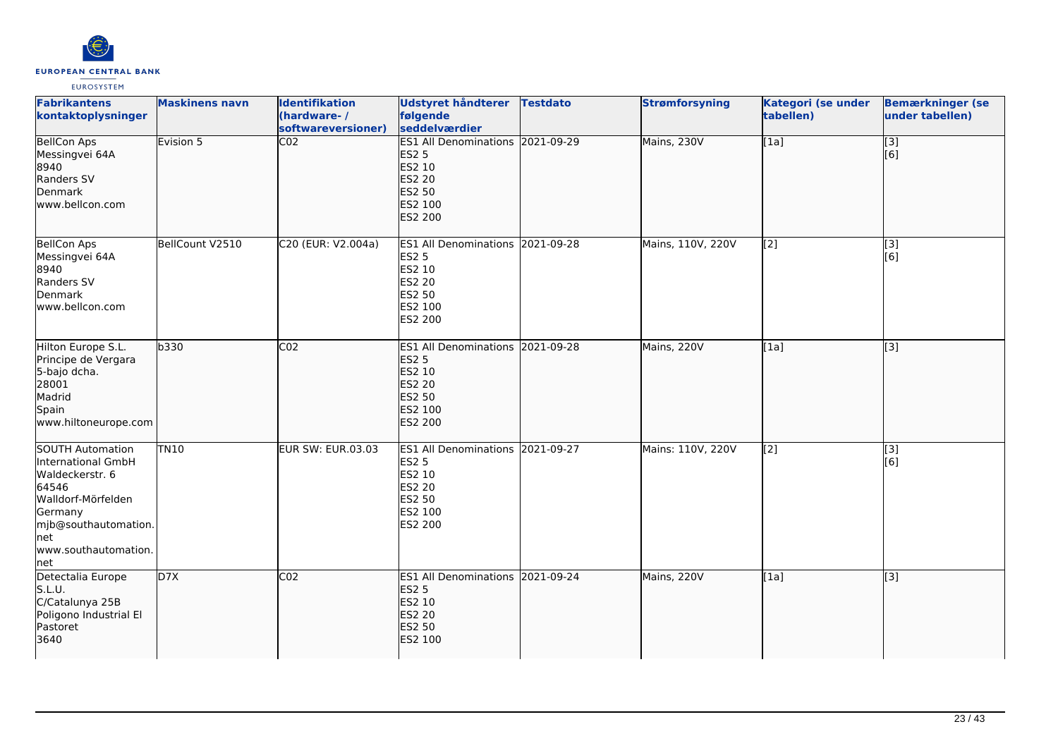| Fabrikantens kontaktoplysninger | Maskinens navn | Identifikation (hardware- / softwareversioner) | Udstyret håndterer følgende seddelværdier | Testdato | Strømforsyning | Kategori (se under tabellen) | Bemærkninger (se under tabellen) |
|---|---|---|---|---|---|---|---|
| BellCon Aps<br>Messingvei 64A<br>8940<br>Randers SV<br>Denmark<br>www.bellcon.com | Evision 5 | C02 | ES1 All Denominations<br>ES2 5<br>ES2 10<br>ES2 20<br>ES2 50<br>ES2 100<br>ES2 200 | 2021-09-29 | Mains, 230V | [1a] | [3]<br>[6] |
| BellCon Aps<br>Messingvei 64A<br>8940<br>Randers SV<br>Denmark<br>www.bellcon.com | BellCount V2510 | C20 (EUR: V2.004a) | ES1 All Denominations<br>ES2 5<br>ES2 10<br>ES2 20<br>ES2 50<br>ES2 100<br>ES2 200 | 2021-09-28 | Mains, 110V, 220V | [2] | [3]<br>[6] |
| Hilton Europe S.L.<br>Principe de Vergara<br>5-bajo dcha.<br>28001<br>Madrid<br>Spain<br>www.hiltoneurope.com | b330 | C02 | ES1 All Denominations<br>ES2 5<br>ES2 10<br>ES2 20<br>ES2 50<br>ES2 100<br>ES2 200 | 2021-09-28 | Mains, 220V | [1a] | [3] |
| SOUTH Automation International GmbH<br>Waldeckerstr. 6<br>64546<br>Walldorf-Mörfelden<br>Germany<br>mjb@southautomation.net<br>www.southautomation.net | TN10 | EUR SW: EUR.03.03 | ES1 All Denominations<br>ES2 5<br>ES2 10<br>ES2 20<br>ES2 50<br>ES2 100<br>ES2 200 | 2021-09-27 | Mains: 110V, 220V | [2] | [3]<br>[6] |
| Detectalia Europe S.L.U.<br>C/Catalunya 25B<br>Poligono Industrial El Pastoret<br>3640 | D7X | C02 | ES1 All Denominations<br>ES2 5<br>ES2 10<br>ES2 20<br>ES2 50<br>ES2 100 | 2021-09-24 | Mains, 220V | [1a] | [3] |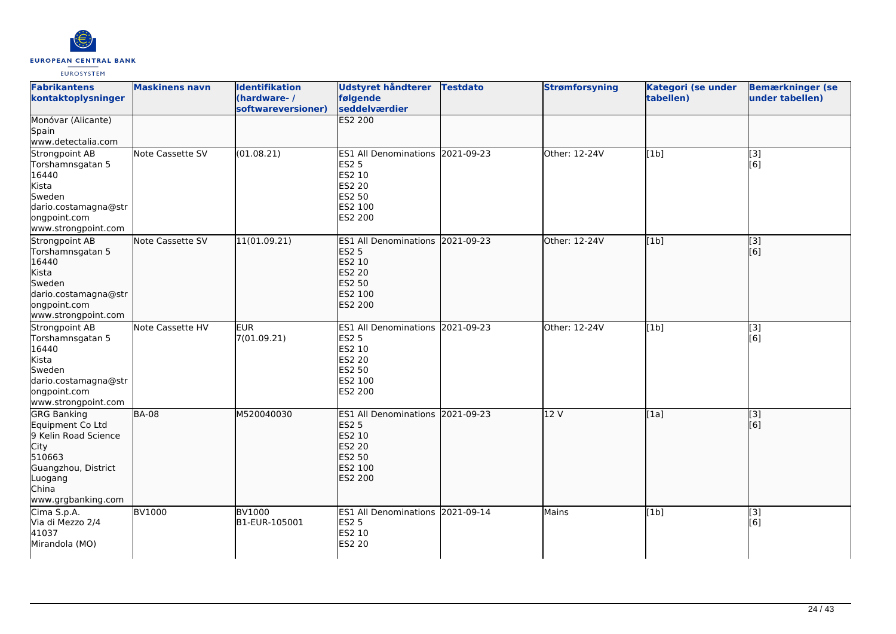| Fabrikantens kontaktoplysninger | Maskinens navn | Identifikation (hardware- / softwareversioner) | Udstyret håndterer følgende seddelværdier | Testdato | Strømforsyning | Kategori (se under tabellen) | Bemærkninger (se under tabellen) |
|---|---|---|---|---|---|---|---|
| Monóvar (Alicante)<br>Spain<br>www.detectalia.com | | | ES2 200 | | | | |
| Strongpoint AB<br>Torshamnsgatan 5<br>16440<br>Kista<br>Sweden<br>dario.costamagna@strongpoint.com<br>www.strongpoint.com | Note Cassette SV | (01.08.21) | ES1 All Denominations<br>ES2 5<br>ES2 10<br>ES2 20<br>ES2 50<br>ES2 100<br>ES2 200 | 2021-09-23 | Other: 12-24V | [1b] | [3]<br>[6] |
| Strongpoint AB<br>Torshamnsgatan 5<br>16440<br>Kista<br>Sweden<br>dario.costamagna@strongpoint.com<br>www.strongpoint.com | Note Cassette SV | 11(01.09.21) | ES1 All Denominations<br>ES2 5<br>ES2 10<br>ES2 20<br>ES2 50<br>ES2 100<br>ES2 200 | 2021-09-23 | Other: 12-24V | [1b] | [3]<br>[6] |
| Strongpoint AB<br>Torshamnsgatan 5<br>16440<br>Kista<br>Sweden<br>dario.costamagna@strongpoint.com<br>www.strongpoint.com | Note Cassette HV | EUR<br>7(01.09.21) | ES1 All Denominations<br>ES2 5<br>ES2 10<br>ES2 20<br>ES2 50<br>ES2 100<br>ES2 200 | 2021-09-23 | Other: 12-24V | [1b] | [3]<br>[6] |
| GRG Banking Equipment Co Ltd<br>9 Kelin Road Science City<br>510663<br>Guangzhou, District Luogang<br>China<br>www.grgbanking.com | BA-08 | M520040030 | ES1 All Denominations<br>ES2 5<br>ES2 10<br>ES2 20<br>ES2 50<br>ES2 100<br>ES2 200 | 2021-09-23 | 12 V | [1a] | [3]<br>[6] |
| Cima S.p.A.<br>Via di Mezzo 2/4<br>41037<br>Mirandola (MO) | BV1000 | BV1000<br>B1-EUR-105001 | ES1 All Denominations<br>ES2 5<br>ES2 10<br>ES2 20 | 2021-09-14 | Mains | [1b] | [3]<br>[6] |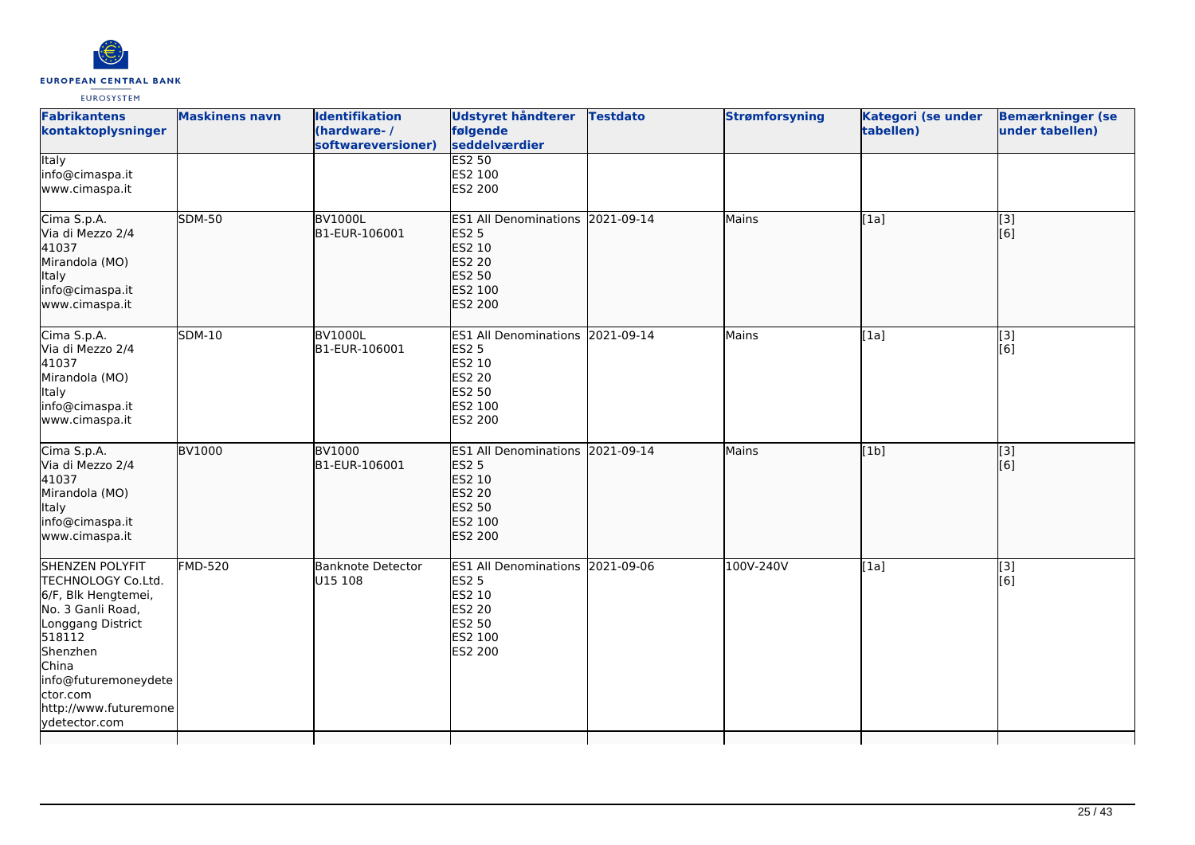| Fabrikantens kontaktoplysninger | Maskinens navn | Identifikation (hardware- / softwareversioner) | Udstyret håndterer følgende seddelværdier | Testdato | Strømforsyning | Kategori (se under tabellen) | Bemærkninger (se under tabellen) |
|---|---|---|---|---|---|---|---|
| Italy<br>info@cimaspa.it<br>www.cimaspa.it | | | ES2 50<br>ES2 100<br>ES2 200 | | | | |
| Cima S.p.A.<br>Via di Mezzo 2/4<br>41037<br>Mirandola (MO)<br>Italy<br>info@cimaspa.it<br>www.cimaspa.it | SDM-50 | BV1000L<br>B1-EUR-106001 | ES1 All Denominations<br>ES2 5<br>ES2 10<br>ES2 20<br>ES2 50<br>ES2 100<br>ES2 200 | 2021-09-14 | Mains | [1a] | [3]<br>[6] |
| Cima S.p.A.<br>Via di Mezzo 2/4<br>41037<br>Mirandola (MO)<br>Italy<br>info@cimaspa.it<br>www.cimaspa.it | SDM-10 | BV1000L<br>B1-EUR-106001 | ES1 All Denominations<br>ES2 5<br>ES2 10<br>ES2 20<br>ES2 50<br>ES2 100<br>ES2 200 | 2021-09-14 | Mains | [1a] | [3]<br>[6] |
| Cima S.p.A.<br>Via di Mezzo 2/4<br>41037<br>Mirandola (MO)<br>Italy<br>info@cimaspa.it<br>www.cimaspa.it | BV1000 | BV1000<br>B1-EUR-106001 | ES1 All Denominations<br>ES2 5<br>ES2 10<br>ES2 20<br>ES2 50<br>ES2 100<br>ES2 200 | 2021-09-14 | Mains | [1b] | [3]<br>[6] |
| SHENZEN POLYFIT TECHNOLOGY Co.Ltd.<br>6/F, Blk Hengtemei, No. 3 Ganli Road, Longgang District<br>518112<br>Shenzhen<br>China<br>info@futuremoneydetector.com<br>http://www.futuremoneydetector.com | FMD-520 | Banknote Detector<br>U15 108 | ES1 All Denominations<br>ES2 5<br>ES2 10<br>ES2 20<br>ES2 50<br>ES2 100<br>ES2 200 | 2021-09-06 | 100V-240V | [1a] | [3]<br>[6] |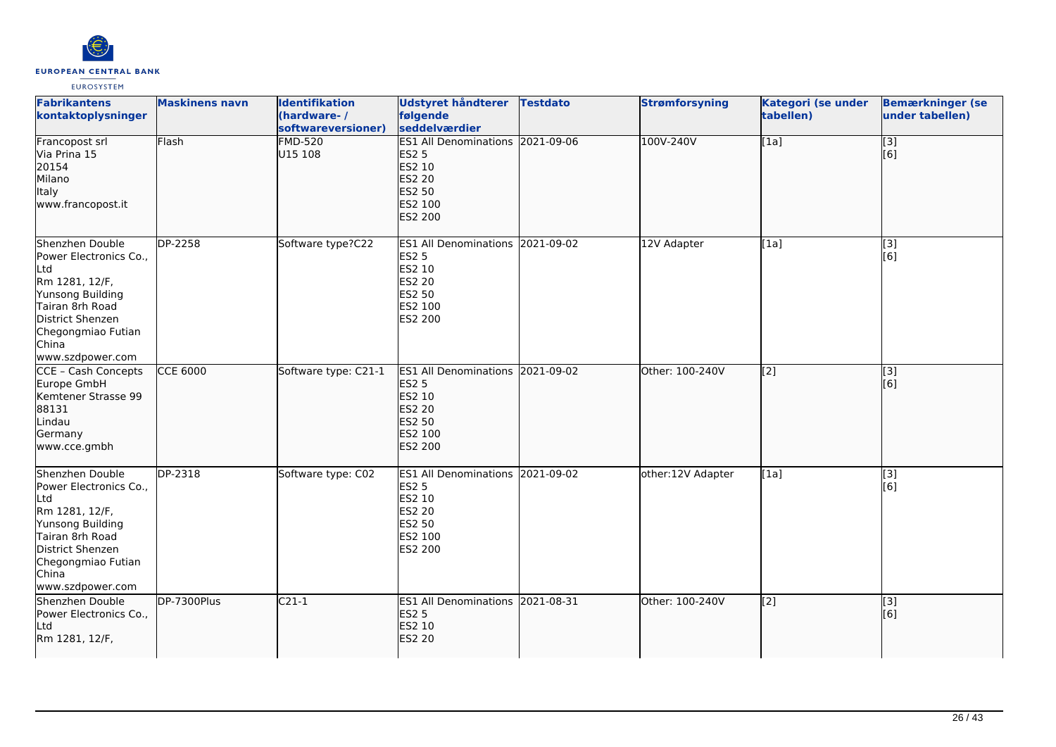| Fabrikantens kontaktoplysninger | Maskinens navn | Identifikation (hardware- / softwareversioner) | Udstyret håndterer følgende seddelværdier | Testdato | Strømforsyning | Kategori (se under tabellen) | Bemærkninger (se under tabellen) |
|---|---|---|---|---|---|---|---|
| Francopost srl<br>Via Prina 15<br>20154<br>Milano<br>Italy<br>www.francopost.it | Flash | FMD-520<br>U15 108 | ES1 All Denominations<br>ES2 5<br>ES2 10<br>ES2 20<br>ES2 50<br>ES2 100<br>ES2 200 | 2021-09-06 | 100V-240V | [1a] | [3]<br>[6] |
| Shenzhen Double Power Electronics Co., Ltd<br>Rm 1281, 12/F,<br>Yunsong Building<br>Tairan 8rh Road<br>District Shenzen<br>Chegongmiao Futian<br>China<br>www.szdpower.com | DP-2258 | Software type?C22 | ES1 All Denominations<br>ES2 5<br>ES2 10<br>ES2 20<br>ES2 50<br>ES2 100<br>ES2 200 | 2021-09-02 | 12V Adapter | [1a] | [3]<br>[6] |
| CCE – Cash Concepts Europe GmbH<br>Kemtener Strasse 99<br>88131<br>Lindau<br>Germany<br>www.cce.gmbh | CCE 6000 | Software type: C21-1 | ES1 All Denominations<br>ES2 5<br>ES2 10<br>ES2 20<br>ES2 50<br>ES2 100<br>ES2 200 | 2021-09-02 | Other: 100-240V | [2] | [3]<br>[6] |
| Shenzhen Double Power Electronics Co., Ltd<br>Rm 1281, 12/F,<br>Yunsong Building<br>Tairan 8rh Road<br>District Shenzen<br>Chegongmiao Futian<br>China<br>www.szdpower.com | DP-2318 | Software type: C02 | ES1 All Denominations<br>ES2 5<br>ES2 10<br>ES2 20<br>ES2 50<br>ES2 100<br>ES2 200 | 2021-09-02 | other:12V Adapter | [1a] | [3]<br>[6] |
| Shenzhen Double Power Electronics Co., Ltd<br>Rm 1281, 12/F, | DP-7300Plus | C21-1 | ES1 All Denominations<br>ES2 5<br>ES2 10<br>ES2 20 | 2021-08-31 | Other: 100-240V | [2] | [3]<br>[6] |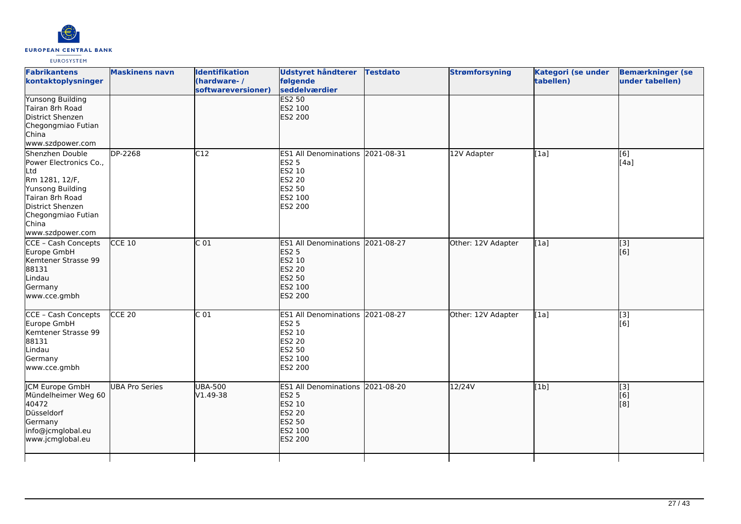| Fabrikantens kontaktoplysninger | Maskinens navn | Identifikation (hardware- / softwareversioner) | Udstyret håndterer følgende seddelværdier | Testdato | Strømforsyning | Kategori (se under tabellen) | Bemærkninger (se under tabellen) |
|---|---|---|---|---|---|---|---|
| Yunsong Building<br>Tairan 8rh Road<br>District Shenzen<br>Chegongmiao Futian<br>China<br>www.szdpower.com | | | ES2 50<br>ES2 100<br>ES2 200 | | | | |
| Shenzhen Double Power Electronics Co., Ltd<br>Rm 1281, 12/F,<br>Yunsong Building<br>Tairan 8rh Road<br>District Shenzen<br>Chegongmiao Futian<br>China<br>www.szdpower.com | DP-2268 | C12 | ES1 All Denominations<br>ES2 5<br>ES2 10<br>ES2 20<br>ES2 50<br>ES2 100<br>ES2 200 | 2021-08-31 | 12V Adapter | [1a] | [6]<br>[4a] |
| CCE – Cash Concepts Europe GmbH<br>Kemtener Strasse 99<br>88131<br>Lindau<br>Germany<br>www.cce.gmbh | CCE 10 | C 01 | ES1 All Denominations<br>ES2 5<br>ES2 10<br>ES2 20<br>ES2 50<br>ES2 100<br>ES2 200 | 2021-08-27 | Other: 12V Adapter | [1a] | [3]<br>[6] |
| CCE – Cash Concepts Europe GmbH<br>Kemtener Strasse 99<br>88131<br>Lindau<br>Germany<br>www.cce.gmbh | CCE 20 | C 01 | ES1 All Denominations<br>ES2 5<br>ES2 10<br>ES2 20<br>ES2 50<br>ES2 100<br>ES2 200 | 2021-08-27 | Other: 12V Adapter | [1a] | [3]<br>[6] |
| JCM Europe GmbH<br>Mündelheimer Weg 60<br>40472<br>Düsseldorf<br>Germany<br>info@jcmglobal.eu<br>www.jcmglobal.eu | UBA Pro Series | UBA-500<br>V1.49-38 | ES1 All Denominations<br>ES2 5<br>ES2 10<br>ES2 20<br>ES2 50<br>ES2 100<br>ES2 200 | 2021-08-20 | 12/24V | [1b] | [3]<br>[6]<br>[8] |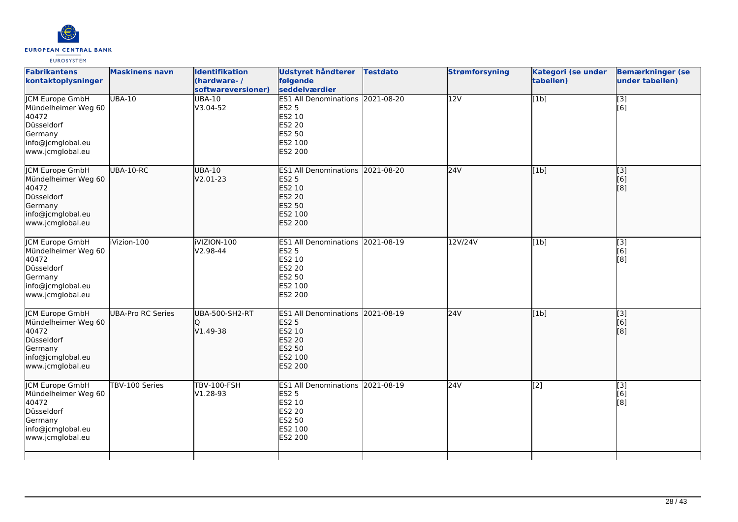| Fabrikantens kontaktoplysninger | Maskinens navn | Identifikation (hardware- / softwareversioner) | Udstyret håndterer følgende seddelværdier | Testdato | Strømforsyning | Kategori (se under tabellen) | Bemærkninger (se under tabellen) |
|---|---|---|---|---|---|---|---|
| JCM Europe GmbH<br>Mündelheimer Weg 60<br>40472<br>Düsseldorf<br>Germany<br>info@jcmglobal.eu<br>www.jcmglobal.eu | UBA-10 | UBA-10<br>V3.04-52 | ES1 All Denominations<br>ES2 5<br>ES2 10<br>ES2 20<br>ES2 50<br>ES2 100<br>ES2 200 | 2021-08-20 | 12V | [1b] | [3]<br>[6] |
| JCM Europe GmbH<br>Mündelheimer Weg 60<br>40472<br>Düsseldorf<br>Germany<br>info@jcmglobal.eu<br>www.jcmglobal.eu | UBA-10-RC | UBA-10<br>V2.01-23 | ES1 All Denominations<br>ES2 5<br>ES2 10<br>ES2 20<br>ES2 50<br>ES2 100<br>ES2 200 | 2021-08-20 | 24V | [1b] | [3]<br>[6]<br>[8] |
| JCM Europe GmbH<br>Mündelheimer Weg 60<br>40472<br>Düsseldorf<br>Germany<br>info@jcmglobal.eu<br>www.jcmglobal.eu | iVizion-100 | iVIZION-100<br>V2.98-44 | ES1 All Denominations<br>ES2 5<br>ES2 10<br>ES2 20<br>ES2 50<br>ES2 100<br>ES2 200 | 2021-08-19 | 12V/24V | [1b] | [3]<br>[6]<br>[8] |
| JCM Europe GmbH<br>Mündelheimer Weg 60<br>40472<br>Düsseldorf<br>Germany<br>info@jcmglobal.eu<br>www.jcmglobal.eu | UBA-Pro RC Series | UBA-500-SH2-RT<br>Q<br>V1.49-38 | ES1 All Denominations<br>ES2 5<br>ES2 10<br>ES2 20<br>ES2 50<br>ES2 100<br>ES2 200 | 2021-08-19 | 24V | [1b] | [3]<br>[6]<br>[8] |
| JCM Europe GmbH<br>Mündelheimer Weg 60<br>40472<br>Düsseldorf<br>Germany<br>info@jcmglobal.eu<br>www.jcmglobal.eu | TBV-100 Series | TBV-100-FSH<br>V1.28-93 | ES1 All Denominations<br>ES2 5<br>ES2 10<br>ES2 20<br>ES2 50<br>ES2 100<br>ES2 200 | 2021-08-19 | 24V | [2] | [3]<br>[6]<br>[8] |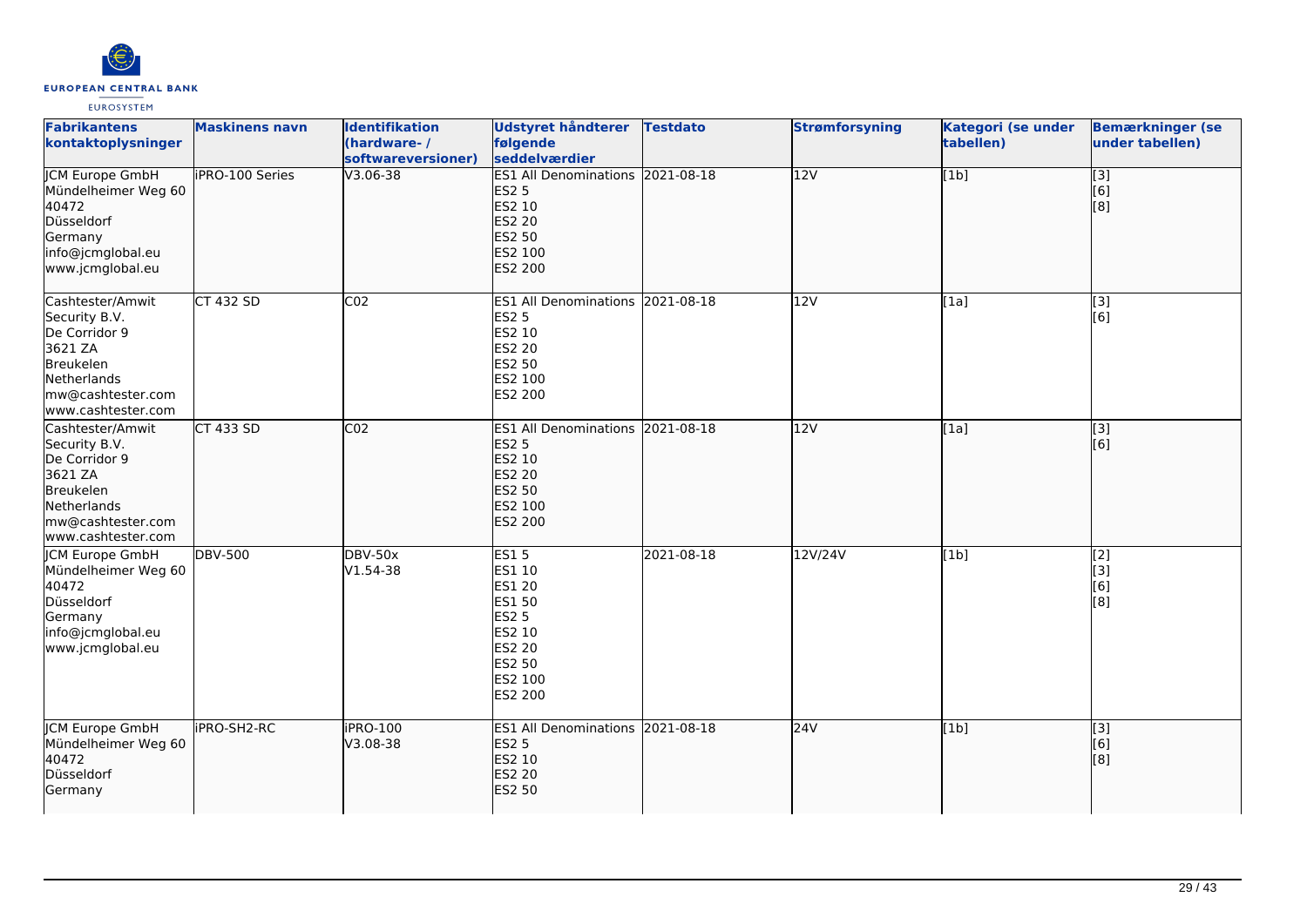| Fabrikantens kontaktoplysninger | Maskinens navn | Identifikation (hardware- / softwareversioner) | Udstyret håndterer følgende seddelværdier | Testdato | Strømforsyning | Kategori (se under tabellen) | Bemærkninger (se under tabellen) |
|---|---|---|---|---|---|---|---|
| JCM Europe GmbH<br>Mündelheimer Weg 60<br>40472<br>Düsseldorf<br>Germany<br>info@jcmglobal.eu<br>www.jcmglobal.eu | iPRO-100 Series | V3.06-38 | ES1 All Denominations<br>ES2 5<br>ES2 10<br>ES2 20<br>ES2 50<br>ES2 100<br>ES2 200 | 2021-08-18 | 12V | [1b] | [3]<br>[6]<br>[8] |
| Cashtester/Amwit Security B.V.<br>De Corridor 9<br>3621 ZA<br>Breukelen<br>Netherlands<br>mw@cashtester.com<br>www.cashtester.com | CT 432 SD | C02 | ES1 All Denominations<br>ES2 5<br>ES2 10<br>ES2 20<br>ES2 50<br>ES2 100<br>ES2 200 | 2021-08-18 | 12V | [1a] | [3]<br>[6] |
| Cashtester/Amwit Security B.V.<br>De Corridor 9<br>3621 ZA<br>Breukelen<br>Netherlands<br>mw@cashtester.com<br>www.cashtester.com | CT 433 SD | C02 | ES1 All Denominations<br>ES2 5<br>ES2 10<br>ES2 20<br>ES2 50<br>ES2 100<br>ES2 200 | 2021-08-18 | 12V | [1a] | [3]<br>[6] |
| JCM Europe GmbH<br>Mündelheimer Weg 60<br>40472<br>Düsseldorf<br>Germany<br>info@jcmglobal.eu<br>www.jcmglobal.eu | DBV-500 | DBV-50x<br>V1.54-38 | ES1 5<br>ES1 10<br>ES1 20<br>ES1 50<br>ES2 5<br>ES2 10<br>ES2 20<br>ES2 50<br>ES2 100<br>ES2 200 | 2021-08-18 | 12V/24V | [1b] | [2]<br>[3]<br>[6]<br>[8] |
| JCM Europe GmbH<br>Mündelheimer Weg 60<br>40472<br>Düsseldorf<br>Germany | iPRO-SH2-RC | iPRO-100<br>V3.08-38 | ES1 All Denominations<br>ES2 5<br>ES2 10<br>ES2 20<br>ES2 50 | 2021-08-18 | 24V | [1b] | [3]<br>[6]<br>[8] |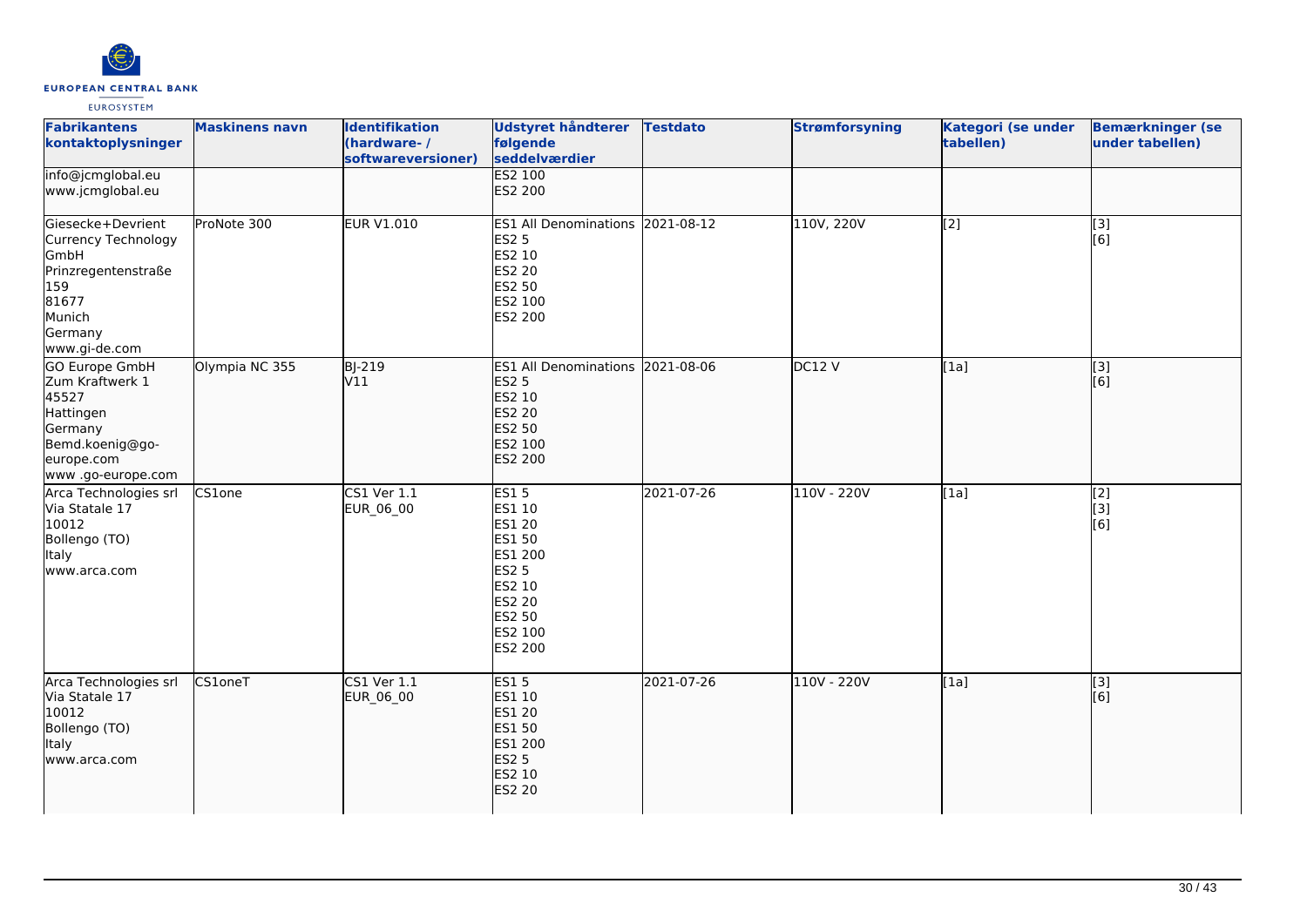| Fabrikantens kontaktoplysninger | Maskinens navn | Identifikation (hardware- / softwareversioner) | Udstyret håndterer følgende seddelværdier | Testdato | Strømforsyning | Kategori (se under tabellen) | Bemærkninger (se under tabellen) |
|---|---|---|---|---|---|---|---|
| info@jcmglobal.eu<br>www.jcmglobal.eu | | | ES2 100<br>ES2 200 | | | | |
| Giesecke+Devrient Currency Technology GmbH<br>Prinzregentenstraße 159<br>81677<br>Munich<br>Germany<br>www.gi-de.com | ProNote 300 | EUR V1.010 | ES1 All Denominations<br>ES2 5<br>ES2 10<br>ES2 20<br>ES2 50<br>ES2 100<br>ES2 200 | 2021-08-12 | 110V, 220V | [2] | [3]<br>[6] |
| GO Europe GmbH<br>Zum Kraftwerk 1<br>45527<br>Hattingen<br>Germany<br>Bemd.koenig@go-europe.com<br>www .go-europe.com | Olympia NC 355 | BJ-219<br>V11 | ES1 All Denominations<br>ES2 5<br>ES2 10<br>ES2 20<br>ES2 50<br>ES2 100<br>ES2 200 | 2021-08-06 | DC12 V | [1a] | [3]<br>[6] |
| Arca Technologies srl<br>Via Statale 17<br>10012<br>Bollengo (TO)<br>Italy<br>www.arca.com | CS1one | CS1 Ver 1.1<br>EUR_06_00 | ES1 5<br>ES1 10<br>ES1 20<br>ES1 50<br>ES1 200<br>ES2 5<br>ES2 10<br>ES2 20<br>ES2 50<br>ES2 100<br>ES2 200 | 2021-07-26 | 110V - 220V | [1a] | [2]<br>[3]<br>[6] |
| Arca Technologies srl<br>Via Statale 17<br>10012<br>Bollengo (TO)<br>Italy<br>www.arca.com | CS1oneT | CS1 Ver 1.1<br>EUR_06_00 | ES1 5<br>ES1 10<br>ES1 20<br>ES1 50<br>ES1 200<br>ES2 5<br>ES2 10<br>ES2 20 | 2021-07-26 | 110V - 220V | [1a] | [3]<br>[6] |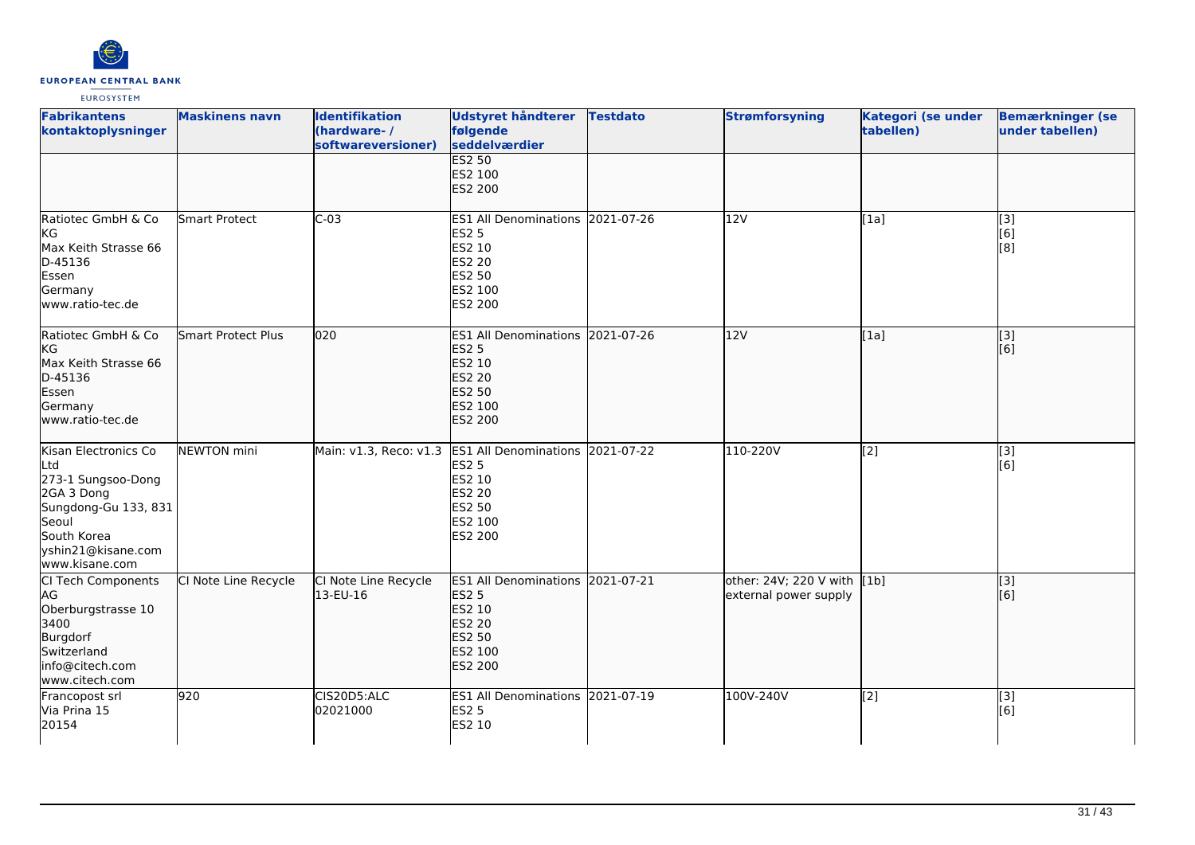| Fabrikantens kontaktoplysninger | Maskinens navn | Identifikation (hardware- / softwareversioner) | Udstyret håndterer følgende seddelværdier | Testdato | Strømforsyning | Kategori (se under tabellen) | Bemærkninger (se under tabellen) |
|---|---|---|---|---|---|---|---|
| | | | ES2 50<br>ES2 100<br>ES2 200 | | | | |
| Ratiotec GmbH & Co KG<br>Max Keith Strasse 66<br>D-45136<br>Essen<br>Germany<br>www.ratio-tec.de | Smart Protect | C-03 | ES1 All Denominations<br>ES2 5<br>ES2 10<br>ES2 20<br>ES2 50<br>ES2 100<br>ES2 200 | 2021-07-26 | 12V | [1a] | [3]<br>[6]<br>[8] |
| Ratiotec GmbH & Co KG<br>Max Keith Strasse 66<br>D-45136<br>Essen<br>Germany<br>www.ratio-tec.de | Smart Protect Plus | 020 | ES1 All Denominations<br>ES2 5<br>ES2 10<br>ES2 20<br>ES2 50<br>ES2 100<br>ES2 200 | 2021-07-26 | 12V | [1a] | [3]<br>[6] |
| Kisan Electronics Co Ltd<br>273-1 Sungsoo-Dong 2GA 3 Dong<br>Sungdong-Gu 133, 831<br>Seoul<br>South Korea<br>yshin21@kisane.com<br>www.kisane.com | NEWTON mini | Main: v1.3, Reco: v1.3 | ES1 All Denominations<br>ES2 5<br>ES2 10<br>ES2 20<br>ES2 50<br>ES2 100<br>ES2 200 | 2021-07-22 | 110-220V | [2] | [3]<br>[6] |
| CI Tech Components AG<br>Oberburgstrasse 10<br>3400<br>Burgdorf<br>Switzerland<br>info@citech.com<br>www.citech.com | CI Note Line Recycle | CI Note Line Recycle 13-EU-16 | ES1 All Denominations<br>ES2 5<br>ES2 10<br>ES2 20<br>ES2 50<br>ES2 100<br>ES2 200 | 2021-07-21 | other: 24V; 220 V with external power supply | [1b] | [3]<br>[6] |
| Francopost srl<br>Via Prina 15<br>20154 | 920 | CIS20D5:ALC 02021000 | ES1 All Denominations<br>ES2 5<br>ES2 10 | 2021-07-19 | 100V-240V | [2] | [3]<br>[6] |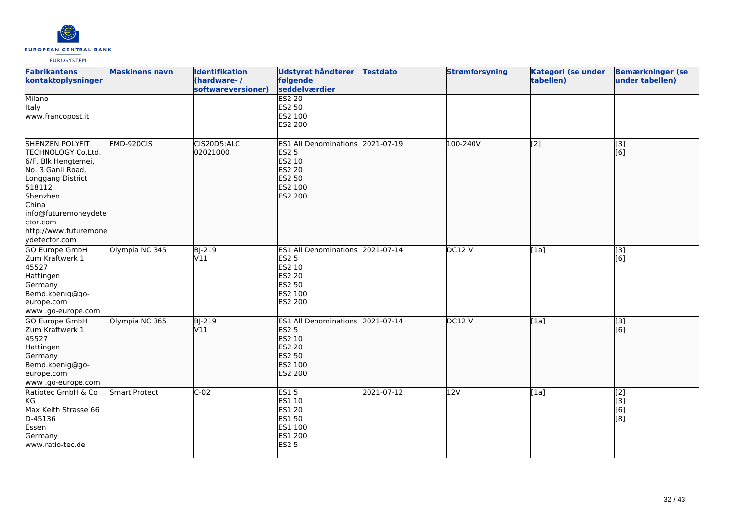| Fabrikantens kontaktoplysninger | Maskinens navn | Identifikation (hardware- / softwareversioner) | Udstyret håndterer følgende seddelværdier | Testdato | Strømforsyning | Kategori (se under tabellen) | Bemærkninger (se under tabellen) |
|---|---|---|---|---|---|---|---|
| Milano<br>Italy<br>www.francopost.it | | | ES2 20<br>ES2 50<br>ES2 100<br>ES2 200 | | | | |
| SHENZEN POLYFIT TECHNOLOGY Co.Ltd.<br>6/F, Blk Hengtemei,<br>No. 3 Ganli Road,<br>Longgang District<br>518112<br>Shenzhen<br>China<br>info@futuremoneydetector.com<br>http://www.futuremoneydetector.com | FMD-920CIS | CIS20D5:ALC<br>02021000 | ES1 All Denominations<br>ES2 5<br>ES2 10<br>ES2 20<br>ES2 50<br>ES2 100<br>ES2 200 | 2021-07-19 | 100-240V | [2] | [3]<br>[6] |
| GO Europe GmbH<br>Zum Kraftwerk 1<br>45527<br>Hattingen<br>Germany<br>Bemd.koenig@go-europe.com<br>www .go-europe.com | Olympia NC 345 | BJ-219<br>V11 | ES1 All Denominations<br>ES2 5<br>ES2 10<br>ES2 20<br>ES2 50<br>ES2 100<br>ES2 200 | 2021-07-14 | DC12 V | [1a] | [3]<br>[6] |
| GO Europe GmbH<br>Zum Kraftwerk 1<br>45527<br>Hattingen<br>Germany<br>Bemd.koenig@go-europe.com<br>www .go-europe.com | Olympia NC 365 | BJ-219<br>V11 | ES1 All Denominations<br>ES2 5<br>ES2 10<br>ES2 20<br>ES2 50<br>ES2 100<br>ES2 200 | 2021-07-14 | DC12 V | [1a] | [3]<br>[6] |
| Ratiotec GmbH & Co KG<br>Max Keith Strasse 66<br>D-45136<br>Essen<br>Germany<br>www.ratio-tec.de | Smart Protect | C-02 | ES1 5<br>ES1 10<br>ES1 20<br>ES1 50<br>ES1 100<br>ES1 200<br>ES2 5 | 2021-07-12 | 12V | [1a] | [2]<br>[3]<br>[6]<br>[8] |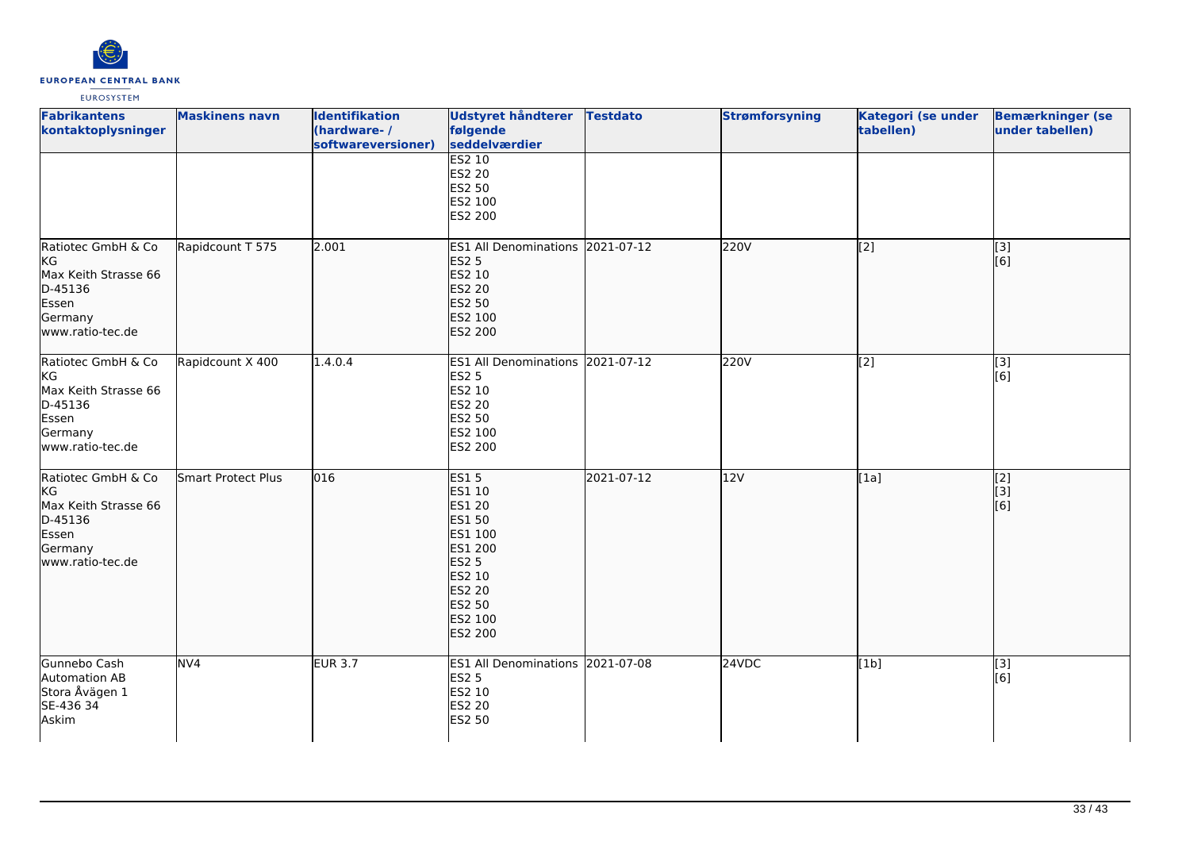| Fabrikantens kontaktoplysninger | Maskinens navn | Identifikation (hardware- / softwareversioner) | Udstyret håndterer følgende seddelværdier | Testdato | Strømforsyning | Kategori (se under tabellen) | Bemærkninger (se under tabellen) |
|---|---|---|---|---|---|---|---|
| | | | ES2 10<br>ES2 20<br>ES2 50<br>ES2 100<br>ES2 200 | | | | |
| Ratiotec GmbH & Co KG<br>Max Keith Strasse 66<br>D-45136<br>Essen<br>Germany<br>www.ratio-tec.de | Rapidcount T 575 | 2.001 | ES1 All Denominations<br>ES2 5<br>ES2 10<br>ES2 20<br>ES2 50<br>ES2 100<br>ES2 200 | 2021-07-12 | 220V | [2] | [3]<br>[6] |
| Ratiotec GmbH & Co KG<br>Max Keith Strasse 66<br>D-45136<br>Essen<br>Germany<br>www.ratio-tec.de | Rapidcount X 400 | 1.4.0.4 | ES1 All Denominations<br>ES2 5<br>ES2 10<br>ES2 20<br>ES2 50<br>ES2 100<br>ES2 200 | 2021-07-12 | 220V | [2] | [3]<br>[6] |
| Ratiotec GmbH & Co KG<br>Max Keith Strasse 66<br>D-45136<br>Essen<br>Germany<br>www.ratio-tec.de | Smart Protect Plus | 016 | ES1 5<br>ES1 10<br>ES1 20<br>ES1 50<br>ES1 100<br>ES1 200<br>ES2 5<br>ES2 10<br>ES2 20<br>ES2 50<br>ES2 100<br>ES2 200 | 2021-07-12 | 12V | [1a] | [2]<br>[3]<br>[6] |
| Gunnebo Cash Automation AB<br>Stora Åvägen 1<br>SE-436 34<br>Askim | NV4 | EUR 3.7 | ES1 All Denominations<br>ES2 5<br>ES2 10<br>ES2 20<br>ES2 50 | 2021-07-08 | 24VDC | [1b] | [3]<br>[6] |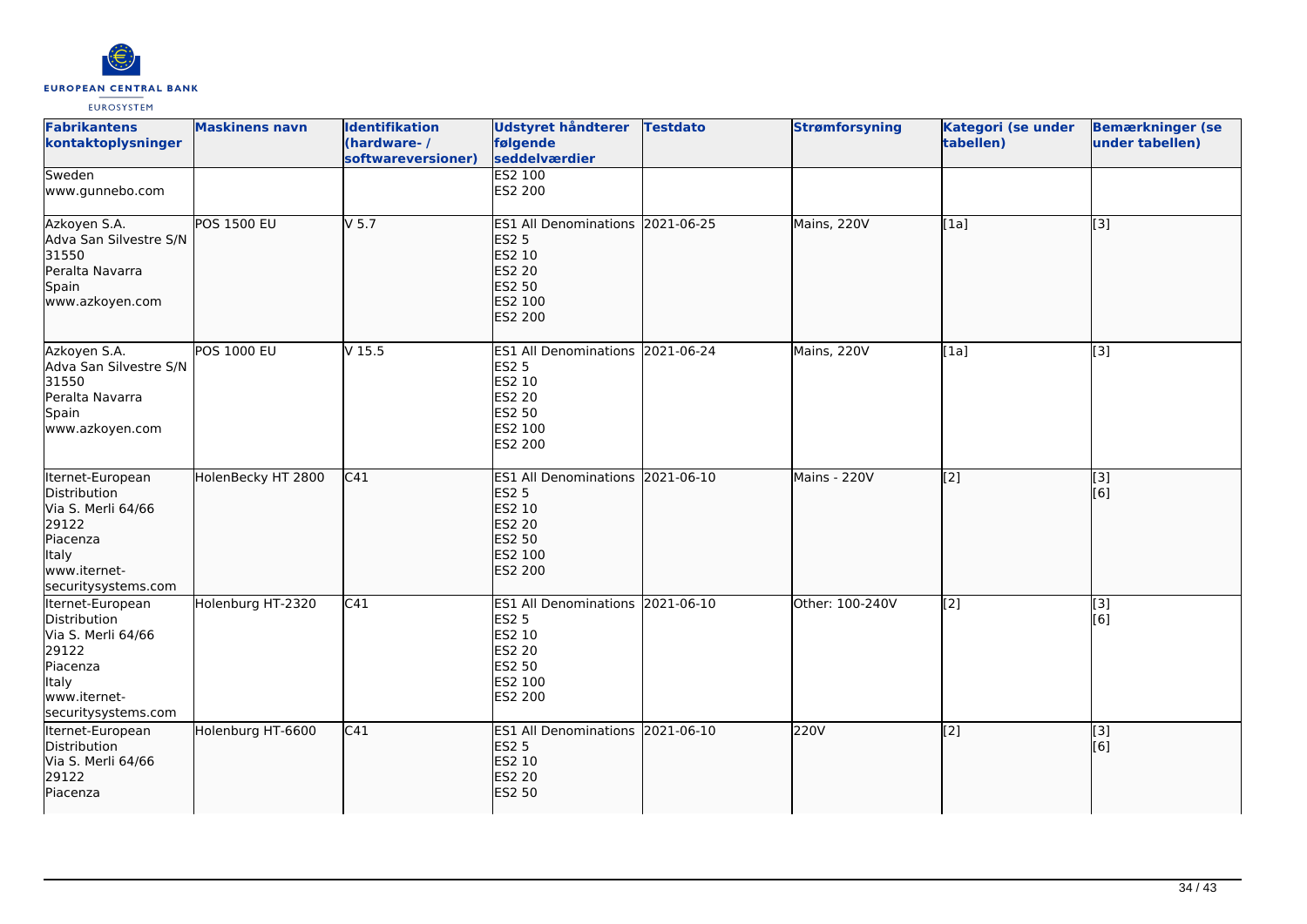| Fabrikantens kontaktoplysninger | Maskinens navn | Identifikation (hardware- / softwareversioner) | Udstyret håndterer følgende seddelværdier | Testdato | Strømforsyning | Kategori (se under tabellen) | Bemærkninger (se under tabellen) |
|---|---|---|---|---|---|---|---|
| Sweden<br>www.gunnebo.com | | | ES2 100<br>ES2 200 | | | | |
| Azkoyen S.A.<br>Adva San Silvestre S/N<br>31550<br>Peralta Navarra<br>Spain<br>www.azkoyen.com | POS 1500 EU | V 5.7 | ES1 All Denominations<br>ES2 5<br>ES2 10<br>ES2 20<br>ES2 50<br>ES2 100<br>ES2 200 | 2021-06-25 | Mains, 220V | [1a] | [3] |
| Azkoyen S.A.<br>Adva San Silvestre S/N<br>31550<br>Peralta Navarra<br>Spain<br>www.azkoyen.com | POS 1000 EU | V 15.5 | ES1 All Denominations<br>ES2 5<br>ES2 10<br>ES2 20<br>ES2 50<br>ES2 100<br>ES2 200 | 2021-06-24 | Mains, 220V | [1a] | [3] |
| Iternet-European Distribution<br>Via S. Merli 64/66<br>29122<br>Piacenza<br>Italy<br>www.iternet-securitysystems.com | HolenBecky HT 2800 | C41 | ES1 All Denominations<br>ES2 5<br>ES2 10<br>ES2 20<br>ES2 50<br>ES2 100<br>ES2 200 | 2021-06-10 | Mains - 220V | [2] | [3]<br>[6] |
| Iternet-European Distribution<br>Via S. Merli 64/66<br>29122<br>Piacenza<br>Italy<br>www.iternet-securitysystems.com | Holenburg HT-2320 | C41 | ES1 All Denominations<br>ES2 5<br>ES2 10<br>ES2 20<br>ES2 50<br>ES2 100<br>ES2 200 | 2021-06-10 | Other: 100-240V | [2] | [3]<br>[6] |
| Iternet-European Distribution<br>Via S. Merli 64/66<br>29122<br>Piacenza | Holenburg HT-6600 | C41 | ES1 All Denominations<br>ES2 5<br>ES2 10<br>ES2 20<br>ES2 50 | 2021-06-10 | 220V | [2] | [3]<br>[6] |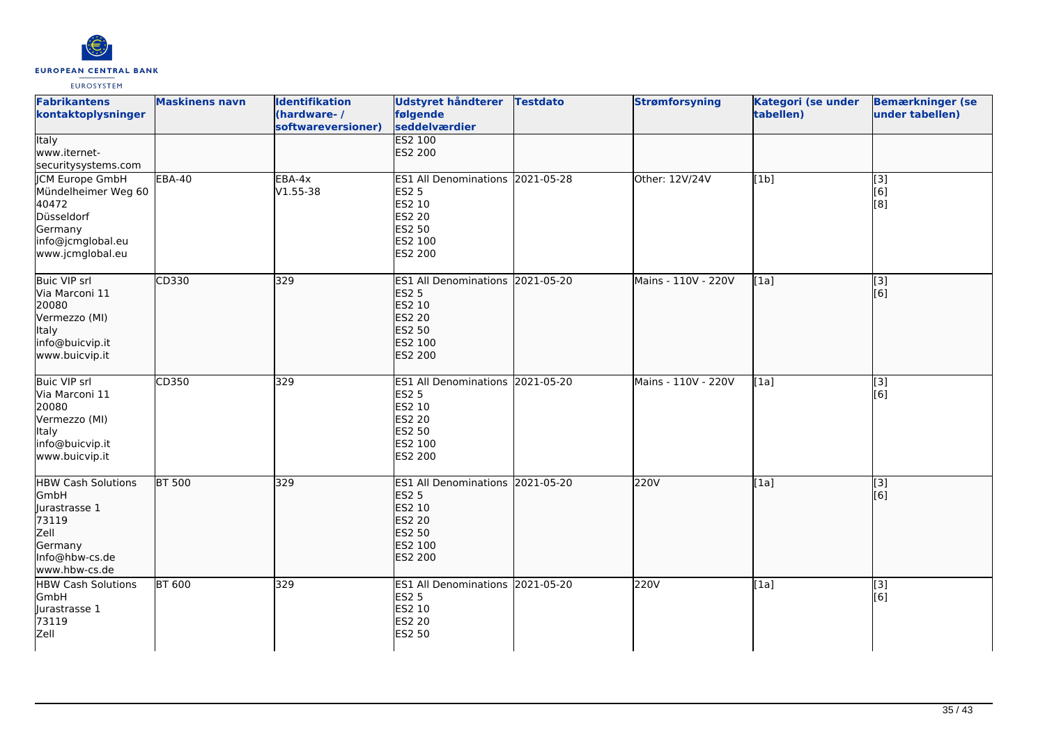| Fabrikantens kontaktoplysninger | Maskinens navn | Identifikation (hardware- / softwareversioner) | Udstyret håndterer følgende seddelværdier | Testdato | Strømforsyning | Kategori (se under tabellen) | Bemærkninger (se under tabellen) |
| --- | --- | --- | --- | --- | --- | --- | --- |
| Italy<br>www.iternet-securitysystems.com | | | ES2 100<br>ES2 200 | | | | |
| JCM Europe GmbH<br>Mündelheimer Weg 60<br>40472<br>Düsseldorf<br>Germany<br>info@jcmglobal.eu<br>www.jcmglobal.eu | EBA-40 | EBA-4x<br>V1.55-38 | ES1 All Denominations<br>ES2 5<br>ES2 10<br>ES2 20<br>ES2 50<br>ES2 100<br>ES2 200 | 2021-05-28 | Other: 12V/24V | [1b] | [3]<br>[6]<br>[8] |
| Buic VIP srl<br>Via Marconi 11<br>20080<br>Vermezzo (MI)<br>Italy<br>info@buicvip.it<br>www.buicvip.it | CD330 | 329 | ES1 All Denominations<br>ES2 5<br>ES2 10<br>ES2 20<br>ES2 50<br>ES2 100<br>ES2 200 | 2021-05-20 | Mains - 110V - 220V | [1a] | [3]<br>[6] |
| Buic VIP srl<br>Via Marconi 11<br>20080<br>Vermezzo (MI)<br>Italy<br>info@buicvip.it<br>www.buicvip.it | CD350 | 329 | ES1 All Denominations<br>ES2 5<br>ES2 10<br>ES2 20<br>ES2 50<br>ES2 100<br>ES2 200 | 2021-05-20 | Mains - 110V - 220V | [1a] | [3]<br>[6] |
| HBW Cash Solutions GmbH<br>Jurastrasse 1<br>73119<br>Zell<br>Germany<br>Info@hbw-cs.de<br>www.hbw-cs.de | BT 500 | 329 | ES1 All Denominations<br>ES2 5<br>ES2 10<br>ES2 20<br>ES2 50<br>ES2 100<br>ES2 200 | 2021-05-20 | 220V | [1a] | [3]<br>[6] |
| HBW Cash Solutions GmbH<br>Jurastrasse 1<br>73119<br>Zell | BT 600 | 329 | ES1 All Denominations<br>ES2 5<br>ES2 10<br>ES2 20<br>ES2 50 | 2021-05-20 | 220V | [1a] | [3]<br>[6] |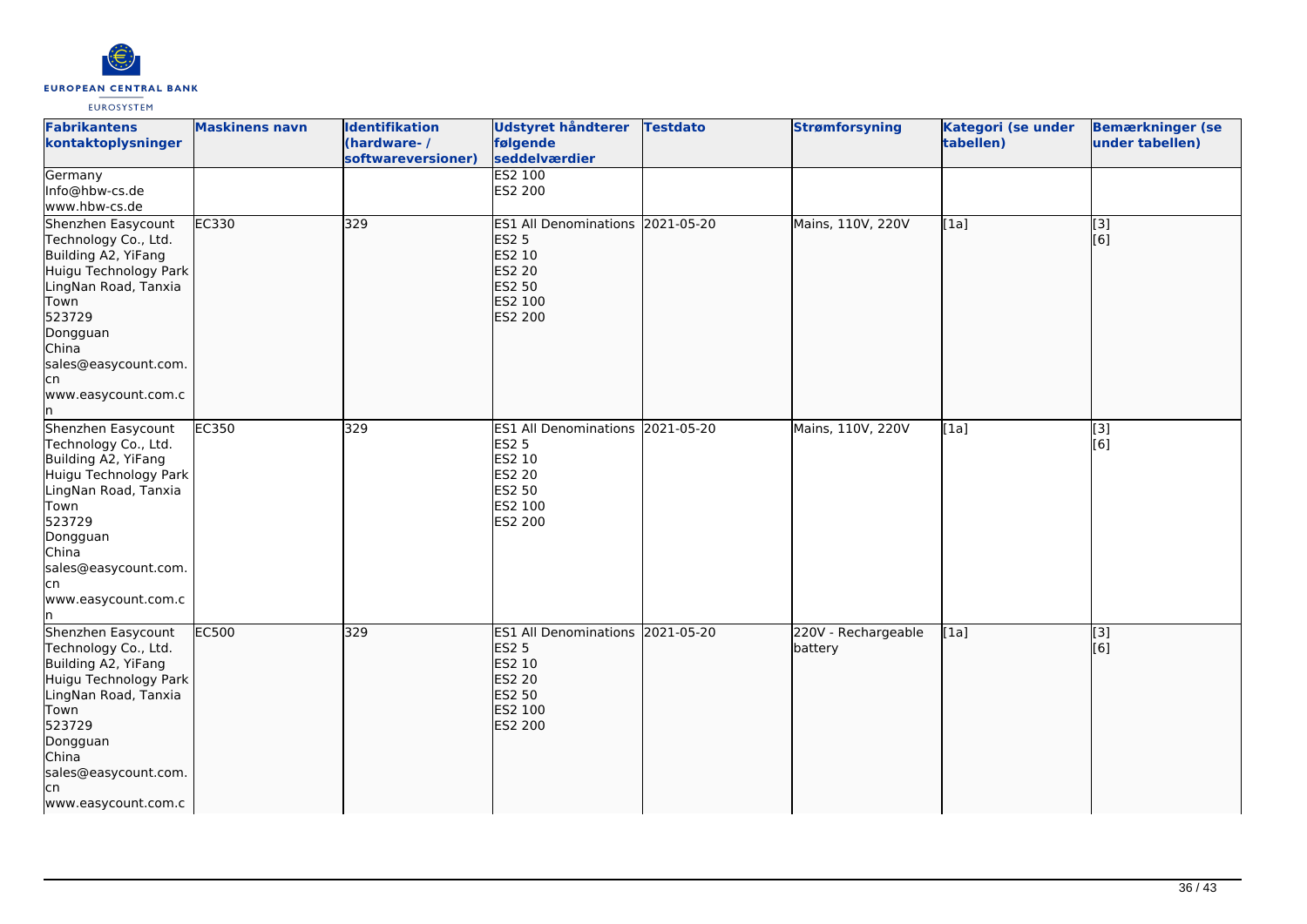| Fabrikantens kontaktoplysninger | Maskinens navn | Identifikation (hardware- / softwareversioner) | Udstyret håndterer følgende seddelværdier | Testdato | Strømforsyning | Kategori (se under tabellen) | Bemærkninger (se under tabellen) |
| --- | --- | --- | --- | --- | --- | --- | --- |
| Germany<br>Info@hbw-cs.de<br>www.hbw-cs.de | | | ES2 100<br>ES2 200 | | | | |
| Shenzhen Easycount Technology Co., Ltd.<br>Building A2, YiFang Huigu Technology Park LingNan Road, Tanxia Town<br>523729<br>Dongguan<br>China<br>sales@easycount.com.cn<br>www.easycount.com.cn | EC330 | 329 | ES1 All Denominations<br>ES2 5<br>ES2 10<br>ES2 20<br>ES2 50<br>ES2 100<br>ES2 200 | 2021-05-20 | Mains, 110V, 220V | [1a] | [3]<br>[6] |
| Shenzhen Easycount Technology Co., Ltd.<br>Building A2, YiFang Huigu Technology Park LingNan Road, Tanxia Town<br>523729<br>Dongguan<br>China<br>sales@easycount.com.cn<br>www.easycount.com.cn | EC350 | 329 | ES1 All Denominations<br>ES2 5<br>ES2 10<br>ES2 20<br>ES2 50<br>ES2 100<br>ES2 200 | 2021-05-20 | Mains, 110V, 220V | [1a] | [3]<br>[6] |
| Shenzhen Easycount Technology Co., Ltd.<br>Building A2, YiFang Huigu Technology Park LingNan Road, Tanxia Town<br>523729<br>Dongguan<br>China<br>sales@easycount.com.cn<br>www.easycount.com.c | EC500 | 329 | ES1 All Denominations<br>ES2 5<br>ES2 10<br>ES2 20<br>ES2 50<br>ES2 100<br>ES2 200 | 2021-05-20 | 220V - Rechargeable battery | [1a] | [3]<br>[6] |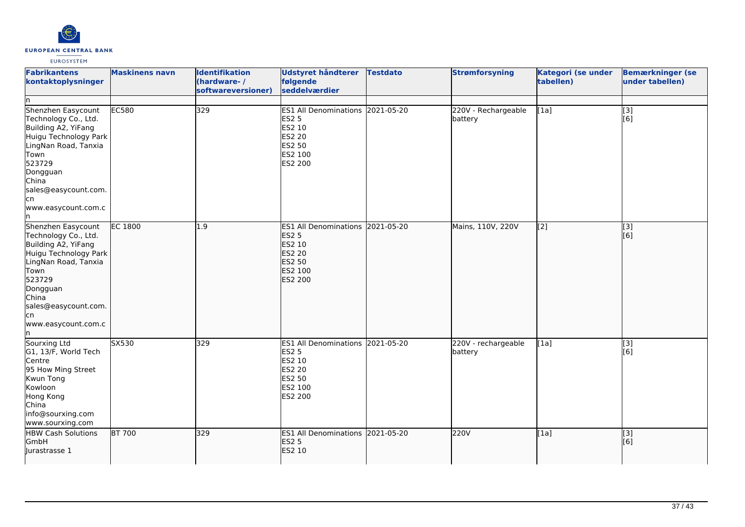| Fabrikantens kontaktoplysninger | Maskinens navn | Identifikation (hardware- / softwareversioner) | Udstyret håndterer følgende seddelværdier | Testdato | Strømforsyning | Kategori (se under tabellen) | Bemærkninger (se under tabellen) |
|---|---|---|---|---|---|---|---|
| n | | | | | | | |
| Shenzhen Easycount Technology Co., Ltd.<br>Building A2, YiFang Huigu Technology Park LingNan Road, Tanxia Town<br>523729<br>Dongguan<br>China<br>sales@easycount.com.cn<br>www.easycount.com.cn | EC580 | 329 | ES1 All Denominations<br>ES2 5<br>ES2 10<br>ES2 20<br>ES2 50<br>ES2 100<br>ES2 200 | 2021-05-20 | 220V - Rechargeable battery | [1a] | [3]<br>[6] |
| Shenzhen Easycount Technology Co., Ltd.<br>Building A2, YiFang Huigu Technology Park LingNan Road, Tanxia Town<br>523729<br>Dongguan<br>China<br>sales@easycount.com.cn<br>www.easycount.com.cn | EC 1800 | 1.9 | ES1 All Denominations<br>ES2 5<br>ES2 10<br>ES2 20<br>ES2 50<br>ES2 100<br>ES2 200 | 2021-05-20 | Mains, 110V, 220V | [2] | [3]<br>[6] |
| Sourxing Ltd<br>G1, 13/F, World Tech Centre<br>95 How Ming Street<br>Kwun Tong<br>Kowloon<br>Hong Kong<br>China<br>info@sourxing.com<br>www.sourxing.com | SX530 | 329 | ES1 All Denominations<br>ES2 5<br>ES2 10<br>ES2 20<br>ES2 50<br>ES2 100<br>ES2 200 | 2021-05-20 | 220V - rechargeable battery | [1a] | [3]<br>[6] |
| HBW Cash Solutions GmbH<br>Jurastrasse 1 | BT 700 | 329 | ES1 All Denominations<br>ES2 5<br>ES2 10 | 2021-05-20 | 220V | [1a] | [3]<br>[6] |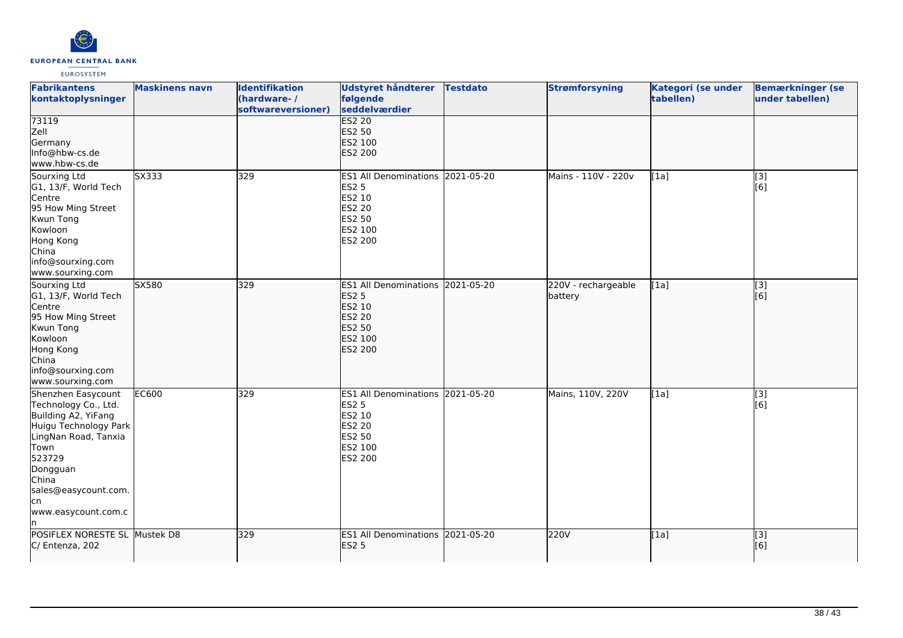| Fabrikantens kontaktoplysninger | Maskinens navn | Identifikation (hardware- / softwareversioner) | Udstyret håndterer følgende seddelværdier | Testdato | Strømforsyning | Kategori (se under tabellen) | Bemærkninger (se under tabellen) |
|---|---|---|---|---|---|---|---|
| 73119<br>Zell<br>Germany<br>Info@hbw-cs.de<br>www.hbw-cs.de | | | ES2 20<br>ES2 50<br>ES2 100<br>ES2 200 | | | | |
| Sourxing Ltd<br>G1, 13/F, World Tech Centre<br>95 How Ming Street<br>Kwun Tong<br>Kowloon<br>Hong Kong<br>China<br>info@sourxing.com<br>www.sourxing.com | SX333 | 329 | ES1 All Denominations<br>ES2 5<br>ES2 10<br>ES2 20<br>ES2 50<br>ES2 100<br>ES2 200 | 2021-05-20 | Mains - 110V - 220v | [1a] | [3]<br>[6] |
| Sourxing Ltd<br>G1, 13/F, World Tech Centre<br>95 How Ming Street<br>Kwun Tong<br>Kowloon<br>Hong Kong<br>China<br>info@sourxing.com<br>www.sourxing.com | SX580 | 329 | ES1 All Denominations<br>ES2 5<br>ES2 10<br>ES2 20<br>ES2 50<br>ES2 100<br>ES2 200 | 2021-05-20 | 220V - rechargeable battery | [1a] | [3]<br>[6] |
| Shenzhen Easycount Technology Co., Ltd.<br>Building A2, YiFang Huigu Technology Park<br>LingNan Road, Tanxia Town<br>523729<br>Dongguan<br>China<br>sales@easycount.com.cn<br>www.easycount.com.cn | EC600 | 329 | ES1 All Denominations<br>ES2 5<br>ES2 10<br>ES2 20<br>ES2 50<br>ES2 100<br>ES2 200 | 2021-05-20 | Mains, 110V, 220V | [1a] | [3]<br>[6] |
| POSIFLEX NORESTE SL<br>C/ Entenza, 202 | Mustek D8 | 329 | ES1 All Denominations<br>ES2 5 | 2021-05-20 | 220V | [1a] | [3]<br>[6] |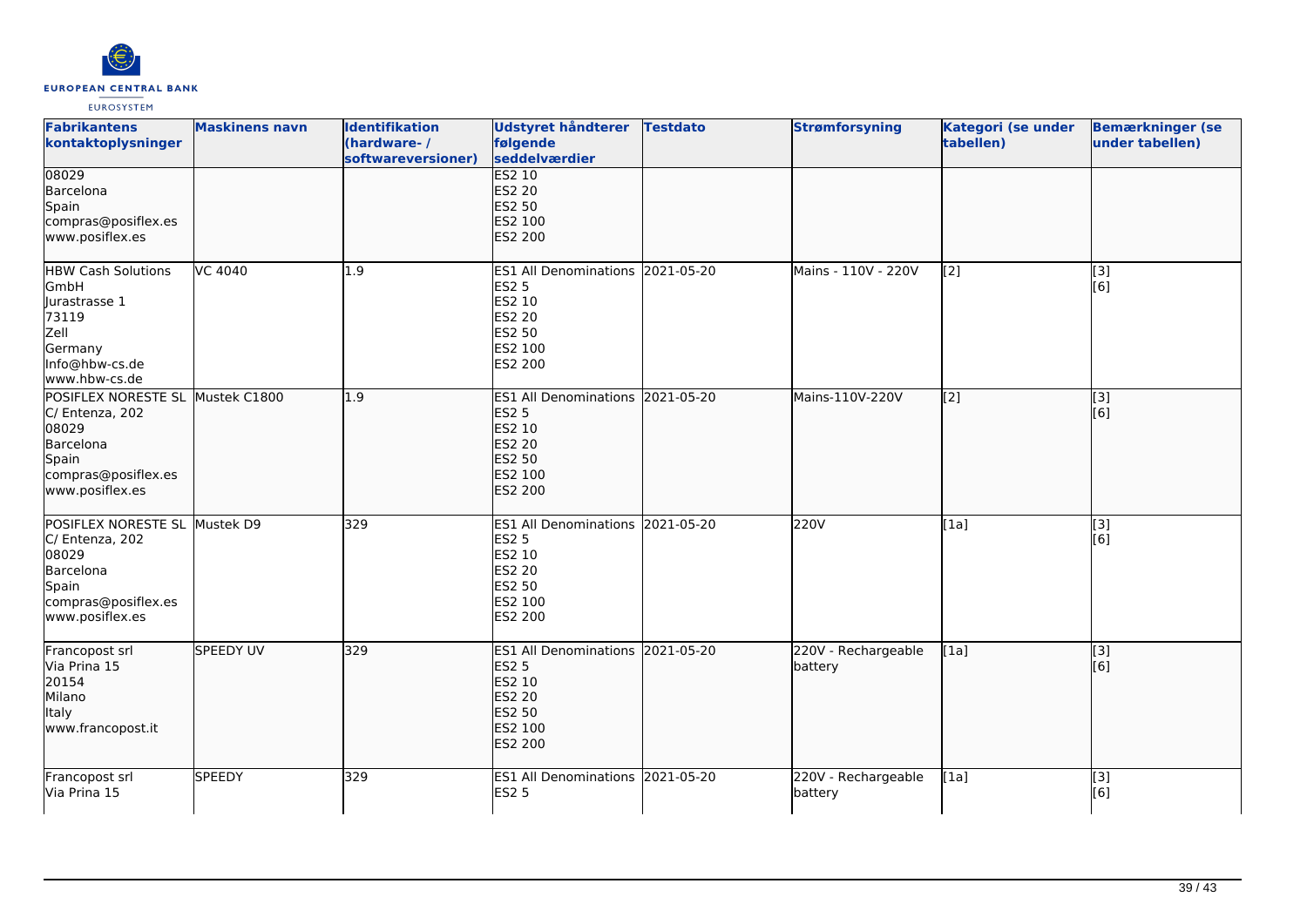| Fabrikantens kontaktoplysninger | Maskinens navn | Identifikation (hardware- / softwareversioner) | Udstyret håndterer følgende seddelværdier | Testdato | Strømforsyning | Kategori (se under tabellen) | Bemærkninger (se under tabellen) |
|---|---|---|---|---|---|---|---|
| 08029<br>Barcelona<br>Spain<br>compras@posiflex.es<br>www.posiflex.es | | | ES2 10<br>ES2 20<br>ES2 50<br>ES2 100<br>ES2 200 | | | | |
| HBW Cash Solutions GmbH<br>Jurastrasse 1<br>73119<br>Zell<br>Germany<br>Info@hbw-cs.de<br>www.hbw-cs.de | VC 4040 | 1.9 | ES1 All Denominations<br>ES2 5<br>ES2 10<br>ES2 20<br>ES2 50<br>ES2 100<br>ES2 200 | 2021-05-20 | Mains - 110V - 220V | [2] | [3]<br>[6] |
| POSIFLEX NORESTE SL<br>C/ Entenza, 202<br>08029<br>Barcelona<br>Spain<br>compras@posiflex.es<br>www.posiflex.es | Mustek C1800 | 1.9 | ES1 All Denominations<br>ES2 5<br>ES2 10<br>ES2 20<br>ES2 50<br>ES2 100<br>ES2 200 | 2021-05-20 | Mains-110V-220V | [2] | [3]<br>[6] |
| POSIFLEX NORESTE SL<br>C/ Entenza, 202<br>08029<br>Barcelona<br>Spain<br>compras@posiflex.es<br>www.posiflex.es | Mustek D9 | 329 | ES1 All Denominations<br>ES2 5<br>ES2 10<br>ES2 20<br>ES2 50<br>ES2 100<br>ES2 200 | 2021-05-20 | 220V | [1a] | [3]<br>[6] |
| Francopost srl<br>Via Prina 15<br>20154<br>Milano<br>Italy<br>www.francopost.it | SPEEDY UV | 329 | ES1 All Denominations<br>ES2 5<br>ES2 10<br>ES2 20<br>ES2 50<br>ES2 100<br>ES2 200 | 2021-05-20 | 220V - Rechargeable battery | [1a] | [3]<br>[6] |
| Francopost srl<br>Via Prina 15 | SPEEDY | 329 | ES1 All Denominations<br>ES2 5 | 2021-05-20 | 220V - Rechargeable battery | [1a] | [3]<br>[6] |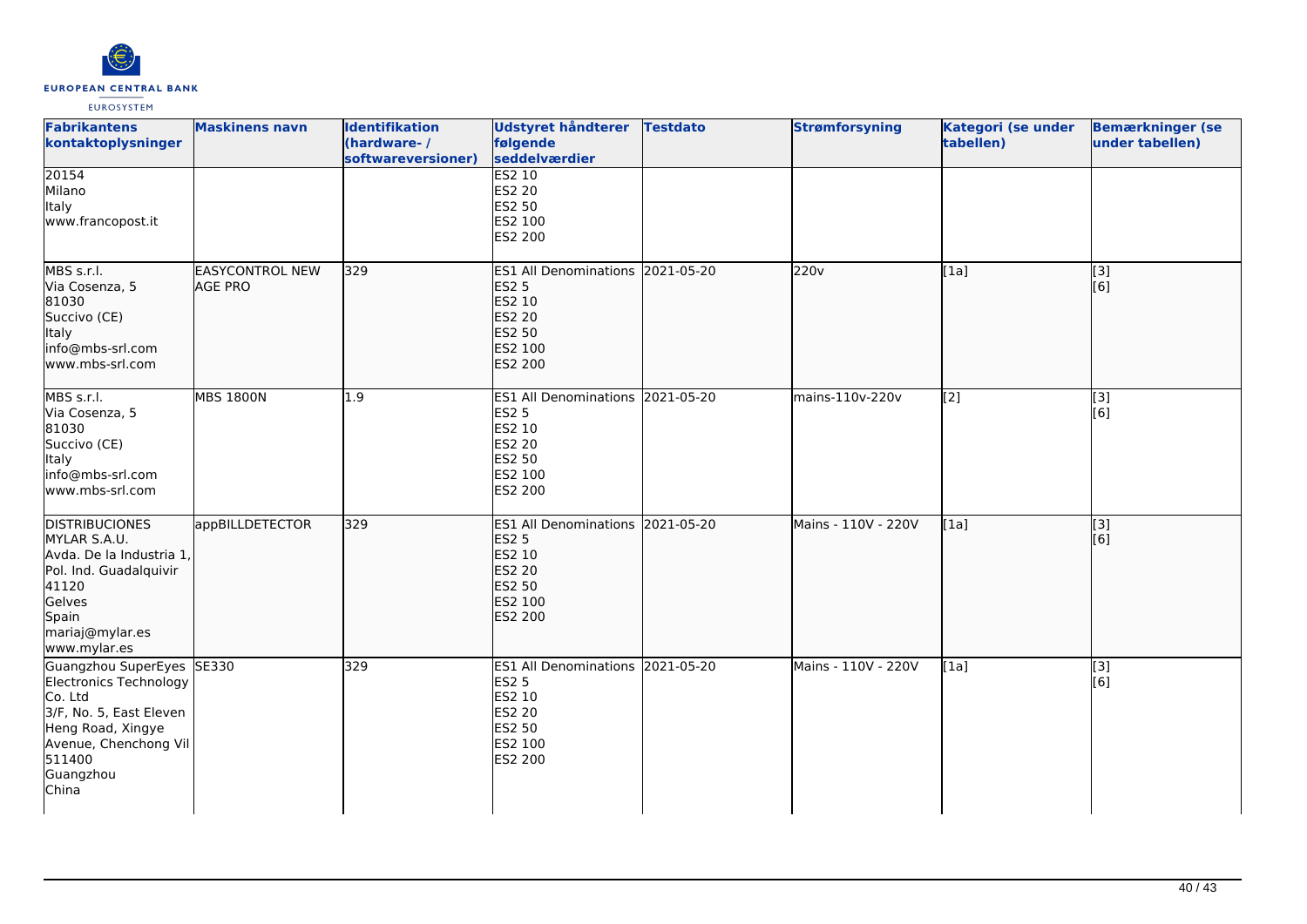| Fabrikantens kontaktoplysninger | Maskinens navn | Identifikation (hardware- / softwareversioner) | Udstyret håndterer følgende seddelværdier | Testdato | Strømforsyning | Kategori (se under tabellen) | Bemærkninger (se under tabellen) |
|---|---|---|---|---|---|---|---|
| 20154<br>Milano<br>Italy<br>www.francopost.it | | | ES2 10<br>ES2 20<br>ES2 50<br>ES2 100<br>ES2 200 | | | | |
| MBS s.r.l.<br>Via Cosenza, 5<br>81030<br>Succivo (CE)<br>Italy<br>info@mbs-srl.com<br>www.mbs-srl.com | EASYCONTROL NEW AGE PRO | 329 | ES1 All Denominations<br>ES2 5<br>ES2 10<br>ES2 20<br>ES2 50<br>ES2 100<br>ES2 200 | 2021-05-20 | 220v | [1a] | [3]<br>[6] |
| MBS s.r.l.<br>Via Cosenza, 5<br>81030<br>Succivo (CE)<br>Italy<br>info@mbs-srl.com<br>www.mbs-srl.com | MBS 1800N | 1.9 | ES1 All Denominations<br>ES2 5<br>ES2 10<br>ES2 20<br>ES2 50<br>ES2 100<br>ES2 200 | 2021-05-20 | mains-110v-220v | [2] | [3]<br>[6] |
| DISTRIBUCIONES MYLAR S.A.U.<br>Avda. De la Industria 1, Pol. Ind. Guadalquivir<br>41120<br>Gelves<br>Spain<br>mariaj@mylar.es<br>www.mylar.es | appBILLDETECTOR | 329 | ES1 All Denominations<br>ES2 5<br>ES2 10<br>ES2 20<br>ES2 50<br>ES2 100<br>ES2 200 | 2021-05-20 | Mains - 110V - 220V | [1a] | [3]<br>[6] |
| Guangzhou SuperEyes Electronics Technology Co. Ltd<br>3/F, No. 5, East Eleven Heng Road, Xingye Avenue, Chenchong Vil<br>511400<br>Guangzhou<br>China | SE330 | 329 | ES1 All Denominations<br>ES2 5<br>ES2 10<br>ES2 20<br>ES2 50<br>ES2 100<br>ES2 200 | 2021-05-20 | Mains - 110V - 220V | [1a] | [3]<br>[6] |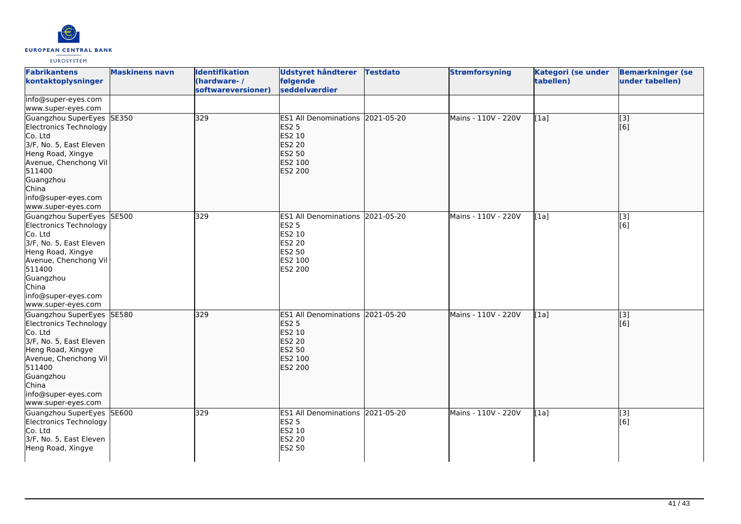| Fabrikantens kontaktoplysninger | Maskinens navn | Identifikation (hardware- / softwareversioner) | Udstyret håndterer følgende seddelværdier | Testdato | Strømforsyning | Kategori (se under tabellen) | Bemærkninger (se under tabellen) |
|---|---|---|---|---|---|---|---|
| info@super-eyes.com<br>www.super-eyes.com | | | | | | | |
| Guangzhou SuperEyes Electronics Technology Co. Ltd<br>3/F, No. 5, East Eleven Heng Road, Xingye Avenue, Chenchong Vil<br>511400<br>Guangzhou<br>China<br>info@super-eyes.com<br>www.super-eyes.com | SE350 | 329 | ES1 All Denominations<br>ES2 5<br>ES2 10<br>ES2 20<br>ES2 50<br>ES2 100<br>ES2 200 | 2021-05-20 | Mains - 110V - 220V | [1a] | [3]<br>[6] |
| Guangzhou SuperEyes Electronics Technology Co. Ltd<br>3/F, No. 5, East Eleven Heng Road, Xingye Avenue, Chenchong Vil<br>511400<br>Guangzhou<br>China<br>info@super-eyes.com<br>www.super-eyes.com | SE500 | 329 | ES1 All Denominations<br>ES2 5<br>ES2 10<br>ES2 20<br>ES2 50<br>ES2 100<br>ES2 200 | 2021-05-20 | Mains - 110V - 220V | [1a] | [3]<br>[6] |
| Guangzhou SuperEyes Electronics Technology Co. Ltd<br>3/F, No. 5, East Eleven Heng Road, Xingye Avenue, Chenchong Vil<br>511400<br>Guangzhou<br>China<br>info@super-eyes.com<br>www.super-eyes.com | SE580 | 329 | ES1 All Denominations<br>ES2 5<br>ES2 10<br>ES2 20<br>ES2 50<br>ES2 100<br>ES2 200 | 2021-05-20 | Mains - 110V - 220V | [1a] | [3]<br>[6] |
| Guangzhou SuperEyes Electronics Technology Co. Ltd<br>3/F, No. 5, East Eleven Heng Road, Xingye | SE600 | 329 | ES1 All Denominations<br>ES2 5<br>ES2 10<br>ES2 20<br>ES2 50 | 2021-05-20 | Mains - 110V - 220V | [1a] | [3]<br>[6] |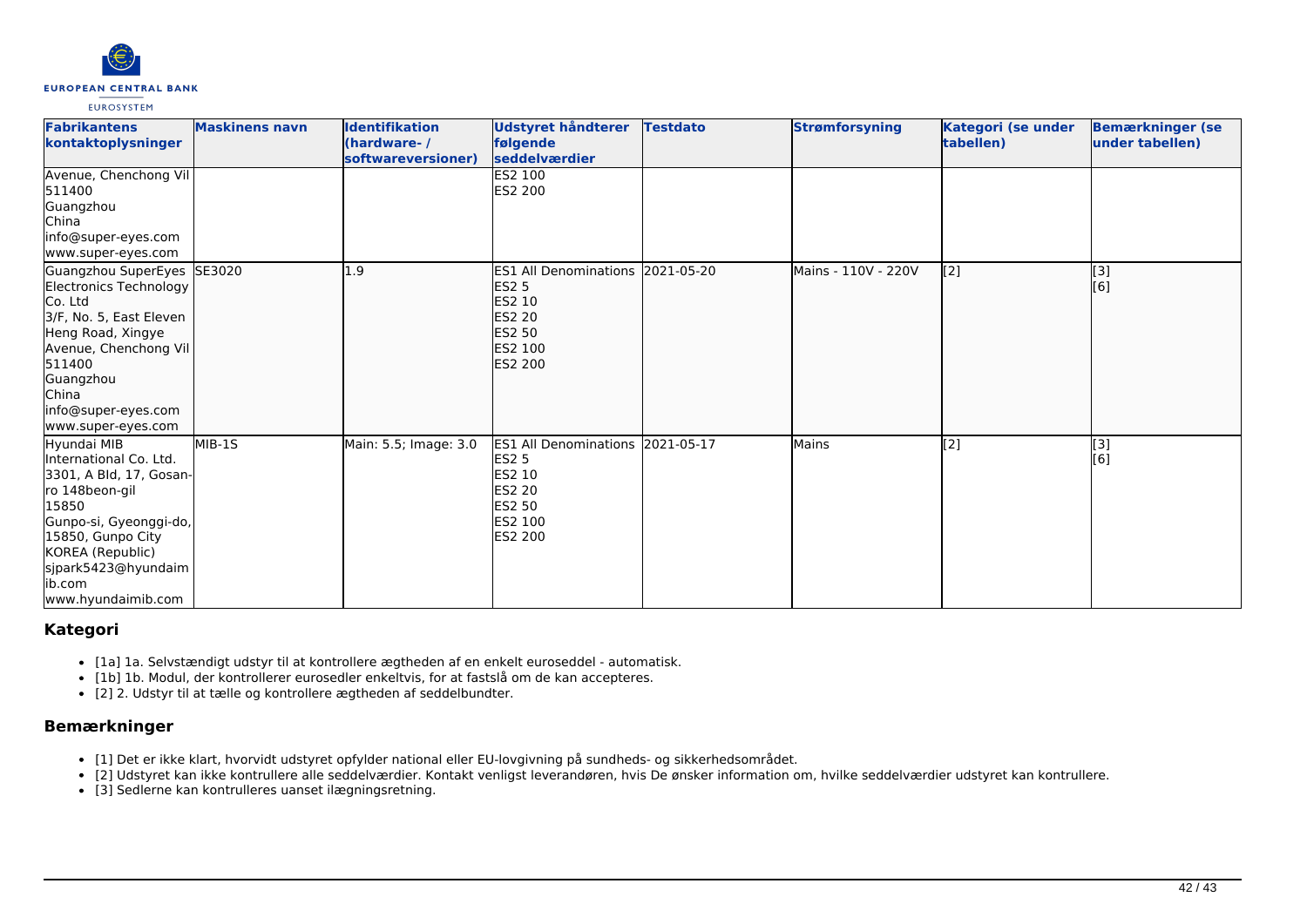| Fabrikantens kontaktoplysninger | Maskinens navn | Identifikation (hardware- / softwareversioner) | Udstyret håndterer følgende seddelværdier | Testdato | Strømforsyning | Kategori (se under tabellen) | Bemærkninger (se under tabellen) |
|---|---|---|---|---|---|---|---|
| Avenue, Chenchong Vil 511400 Guangzhou China info@super-eyes.com www.super-eyes.com | | | ES2 100 ES2 200 | | | | |
| Guangzhou SuperEyes Electronics Technology Co. Ltd 3/F, No. 5, East Eleven Heng Road, Xingye Avenue, Chenchong Vil 511400 Guangzhou China info@super-eyes.com www.super-eyes.com | SE3020 | 1.9 | ES1 All Denominations ES2 5 ES2 10 ES2 20 ES2 50 ES2 100 ES2 200 | 2021-05-20 | Mains - 110V - 220V | [2] | [3] [6] |
| Hyundai MIB International Co. Ltd. 3301, A Bld, 17, Gosan-ro 148beon-gil 15850 Gunpo-si, Gyeonggi-do, 15850, Gunpo City KOREA (Republic) sjpark5423@hyundaimib.com www.hyundaimib.com | MIB-1S | Main: 5.5; Image: 3.0 | ES1 All Denominations ES2 5 ES2 10 ES2 20 ES2 50 ES2 100 ES2 200 | 2021-05-17 | Mains | [2] | [3] [6] |

## Kategori

- [1a] 1a. Selvstændigt udstyr til at kontrollere ægtheden af en enkelt euroseddel - automatisk.
- [1b] 1b. Modul, der kontrollerer eurosedler enkeltvis, for at fastslå om de kan accepteres.
- [2] 2. Udstyr til at tælle og kontrollere ægtheden af seddelbundter.

## Bemærkninger

- [1] Det er ikke klart, hvorvidt udstyret opfylder national eller EU-lovgivning på sundheds- og sikkerhedsområdet.
- [2] Udstyret kan ikke kontrollere alle seddelværdier. Kontakt venligst leverandøren, hvis De ønsker information om, hvilke seddelværdier udstyret kan kontrollere.
- [3] Sedlerne kan kontrolleres uanset ilægningsretning.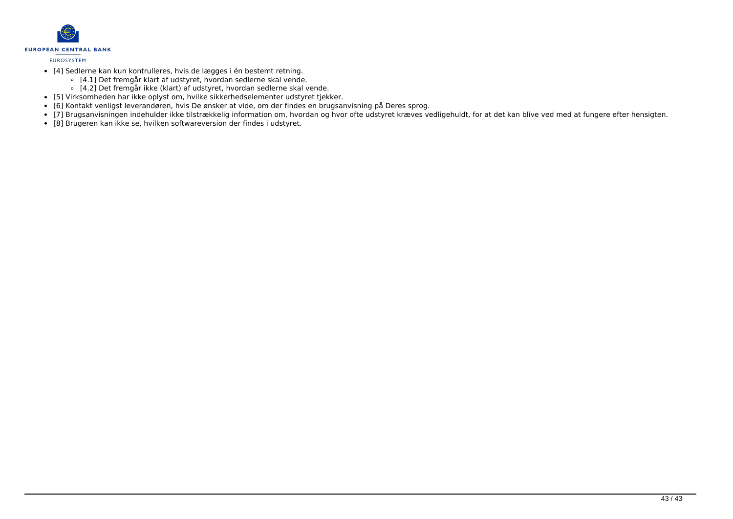- [4] Sedlerne kan kun kontrulleres, hvis de lægges i én bestemt retning.
  - [4.1] Det fremgår klart af udstyret, hvordan sedlerne skal vende.
  - [4.2] Det fremgår ikke (klart) af udstyret, hvordan sedlerne skal vende.
- [5] Virksomheden har ikke oplyst om, hvilke sikkerhedselementer udstyret tjekker.
- [6] Kontakt venligst leverandøren, hvis De ønsker at vide, om der findes en brugsanvisning på Deres sprog.
- [7] Brugsanvisningen indehulder ikke tilstrækkelig information om, hvordan og hvor ofte udstyret kræves vedligehuldt, for at det kan blive ved med at fungere efter hensigten.
- [8] Brugeren kan ikke se, hvilken softwareversion der findes i udstyret.